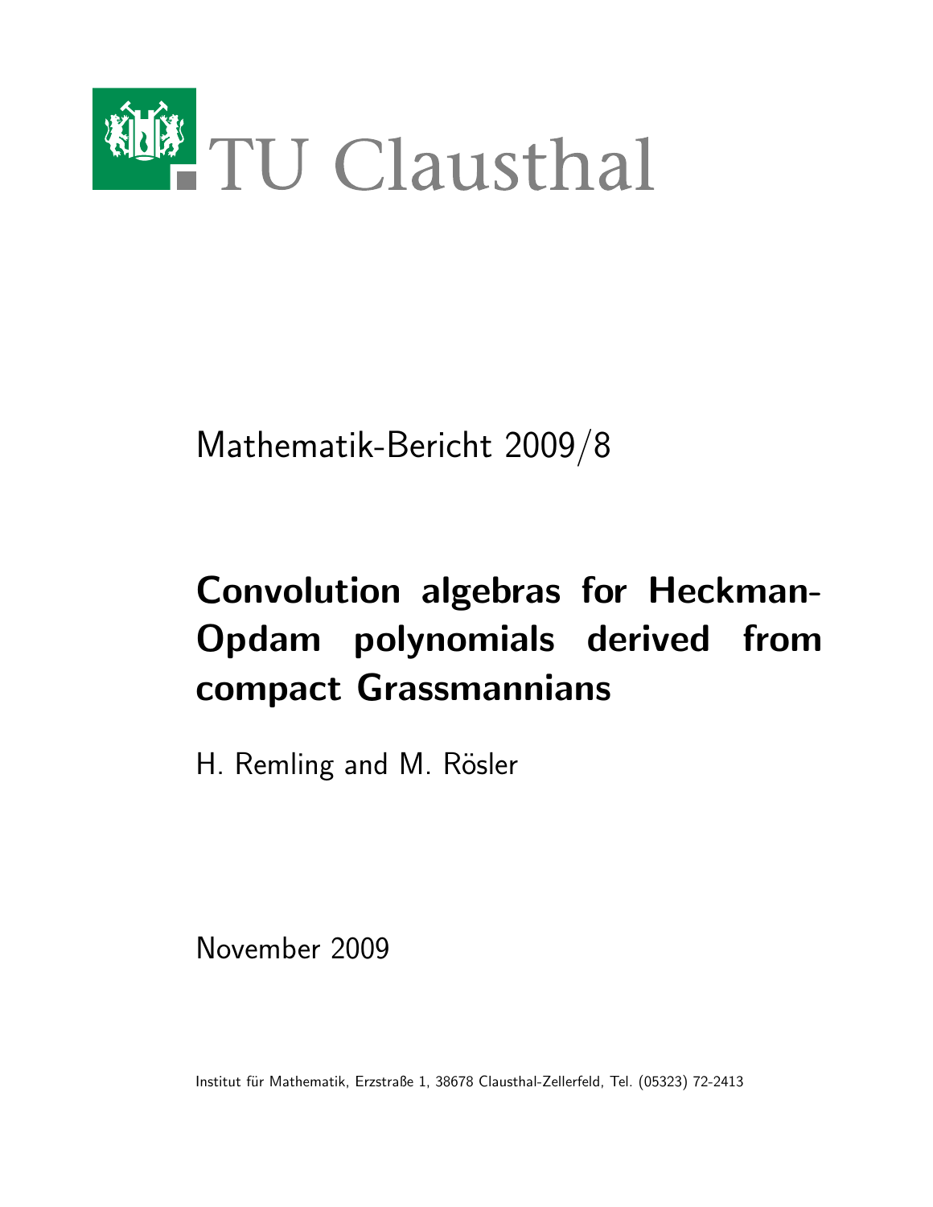TU Clausthal

Mathematik-Bericht 2009/8

# Convolution algebras for Heckman-Opdam polynomials derived from compact Grassmannians

H. Remling and M. Rösler

November 2009

Institut für Mathematik, Erzstraße 1, 38678 Clausthal-Zellerfeld, Tel. (05323) 72-2413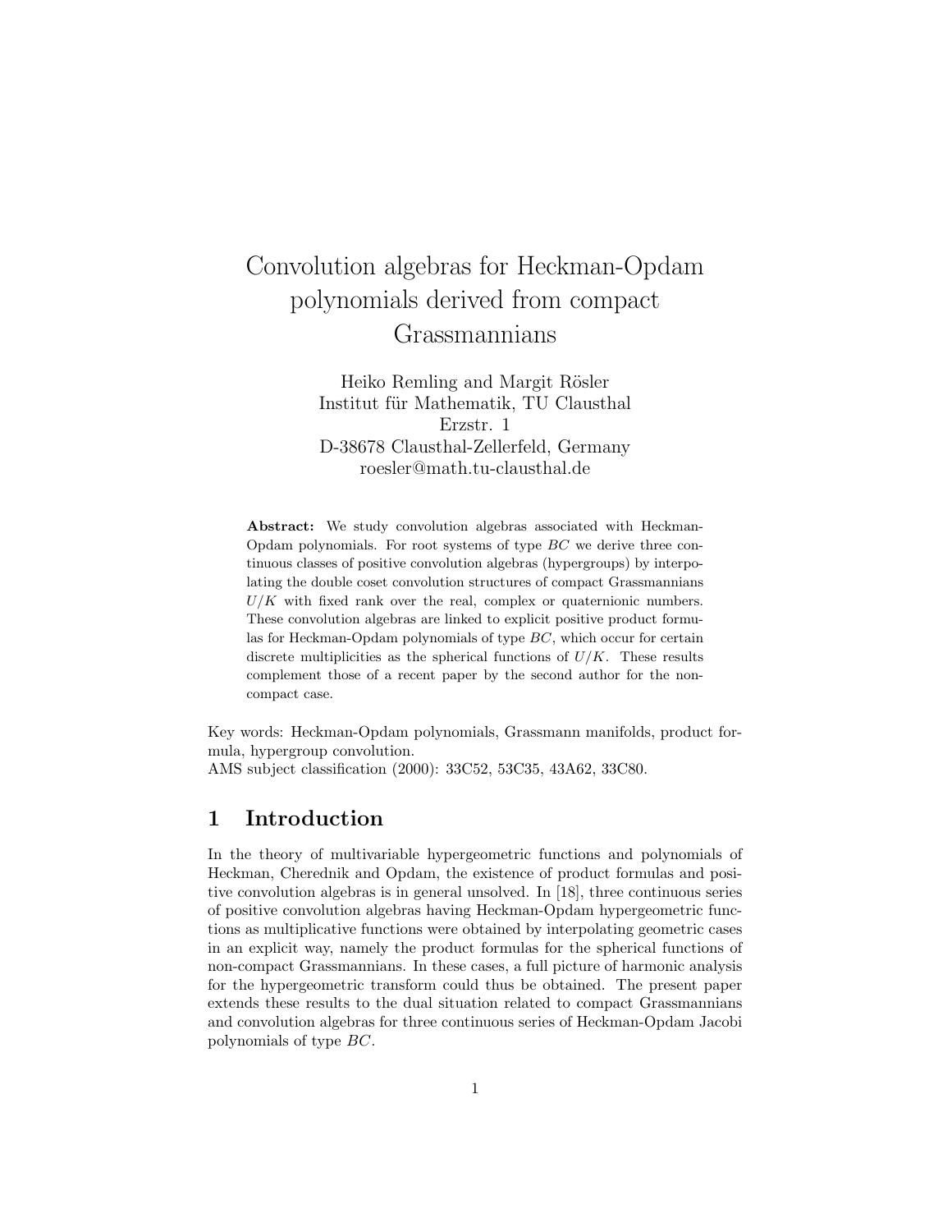# Convolution algebras for Heckman-Opdam polynomials derived from compact Grassmannians

Heiko Remling and Margit Rösler
Institut für Mathematik, TU Clausthal
Erzstr. 1
D-38678 Clausthal-Zellerfeld, Germany
roesler@math.tu-clausthal.de

**Abstract:** We study convolution algebras associated with Heckman-Opdam polynomials. For root systems of type $BC$ we derive three continuous classes of positive convolution algebras (hypergroups) by interpolating the double coset convolution structures of compact Grassmannians $U/K$ with fixed rank over the real, complex or quaternionic numbers. These convolution algebras are linked to explicit positive product formulas for Heckman-Opdam polynomials of type $BC$, which occur for certain discrete multiplicities as the spherical functions of $U/K$. These results complement those of a recent paper by the second author for the noncompact case.

Key words: Heckman-Opdam polynomials, Grassmann manifolds, product formula, hypergroup convolution.
AMS subject classification (2000): 33C52, 53C35, 43A62, 33C80.

## 1 Introduction

In the theory of multivariable hypergeometric functions and polynomials of Heckman, Cherednik and Opdam, the existence of product formulas and positive convolution algebras is in general unsolved. In [18], three continuous series of positive convolution algebras having Heckman-Opdam hypergeometric functions as multiplicative functions were obtained by interpolating geometric cases in an explicit way, namely the product formulas for the spherical functions of non-compact Grassmannians. In these cases, a full picture of harmonic analysis for the hypergeometric transform could thus be obtained. The present paper extends these results to the dual situation related to compact Grassmannians and convolution algebras for three continuous series of Heckman-Opdam Jacobi polynomials of type $BC$.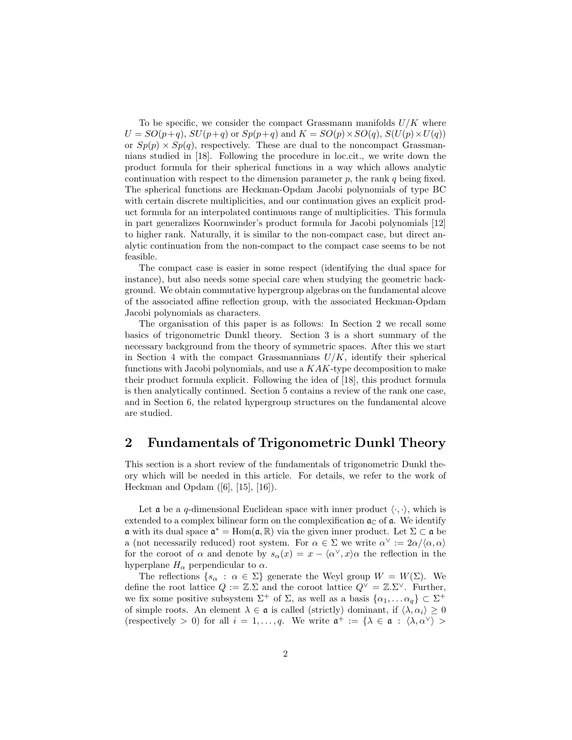To be specific, we consider the compact Grassmann manifolds $U/K$ where $U = SO(p+q)$, $SU(p+q)$ or $Sp(p+q)$ and $K = SO(p) \times SO(q)$, $S(U(p) \times U(q))$ or $Sp(p) \times Sp(q)$, respectively. These are dual to the noncompact Grassmannians studied in [18]. Following the procedure in loc.cit., we write down the product formula for their spherical functions in a way which allows analytic continuation with respect to the dimension parameter $p$, the rank $q$ being fixed. The spherical functions are Heckman-Opdam Jacobi polynomials of type BC with certain discrete multiplicities, and our continuation gives an explicit product formula for an interpolated continuous range of multiplicities. This formula in part generalizes Koornwinder's product formula for Jacobi polynomials [12] to higher rank. Naturally, it is similar to the non-compact case, but direct analytic continuation from the non-compact to the compact case seems to be not feasible.

The compact case is easier in some respect (identifying the dual space for instance), but also needs some special care when studying the geometric background. We obtain commutative hypergroup algebras on the fundamental alcove of the associated affine reflection group, with the associated Heckman-Opdam Jacobi polynomials as characters.

The organisation of this paper is as follows: In Section 2 we recall some basics of trigonometric Dunkl theory. Section 3 is a short summary of the necessary background from the theory of symmetric spaces. After this we start in Section 4 with the compact Grassmannians $U/K$, identify their spherical functions with Jacobi polynomials, and use a $KAK$-type decomposition to make their product formula explicit. Following the idea of [18], this product formula is then analytically continued. Section 5 contains a review of the rank one case, and in Section 6, the related hypergroup structures on the fundamental alcove are studied.

# 2 Fundamentals of Trigonometric Dunkl Theory

This section is a short review of the fundamentals of trigonometric Dunkl theory which will be needed in this article. For details, we refer to the work of Heckman and Opdam ([6], [15], [16]).

Let $\mathfrak{a}$ be a $q$-dimensional Euclidean space with inner product $\langle \cdot, \cdot \rangle$, which is extended to a complex bilinear form on the complexification $\mathfrak{a}_{\mathbb{C}}$ of $\mathfrak{a}$. We identify $\mathfrak{a}$ with its dual space $\mathfrak{a}^* = \mathrm{Hom}(\mathfrak{a}, \mathbb{R})$ via the given inner product. Let $\Sigma \subset \mathfrak{a}$ be a (not necessarily reduced) root system. For $\alpha \in \Sigma$ we write $\alpha^\vee := 2\alpha/\langle \alpha, \alpha \rangle$ for the coroot of $\alpha$ and denote by $s_\alpha(x) = x - \langle \alpha^\vee, x \rangle \alpha$ the reflection in the hyperplane $H_\alpha$ perpendicular to $\alpha$.

The reflections $\{s_\alpha : \alpha \in \Sigma\}$ generate the Weyl group $W = W(\Sigma)$. We define the root lattice $Q := \mathbb{Z}.\Sigma$ and the coroot lattice $Q^\vee = \mathbb{Z}.\Sigma^\vee$. Further, we fix some positive subsystem $\Sigma^+$ of $\Sigma$, as well as a basis $\{\alpha_1, \ldots \alpha_q\} \subset \Sigma^+$ of simple roots. An element $\lambda \in \mathfrak{a}$ is called (strictly) dominant, if $\langle \lambda, \alpha_i \rangle \geq 0$ (respectively $> 0$) for all $i = 1, \ldots, q$. We write $\mathfrak{a}^+ := \{\lambda \in \mathfrak{a} : \langle \lambda, \alpha^\vee \rangle >$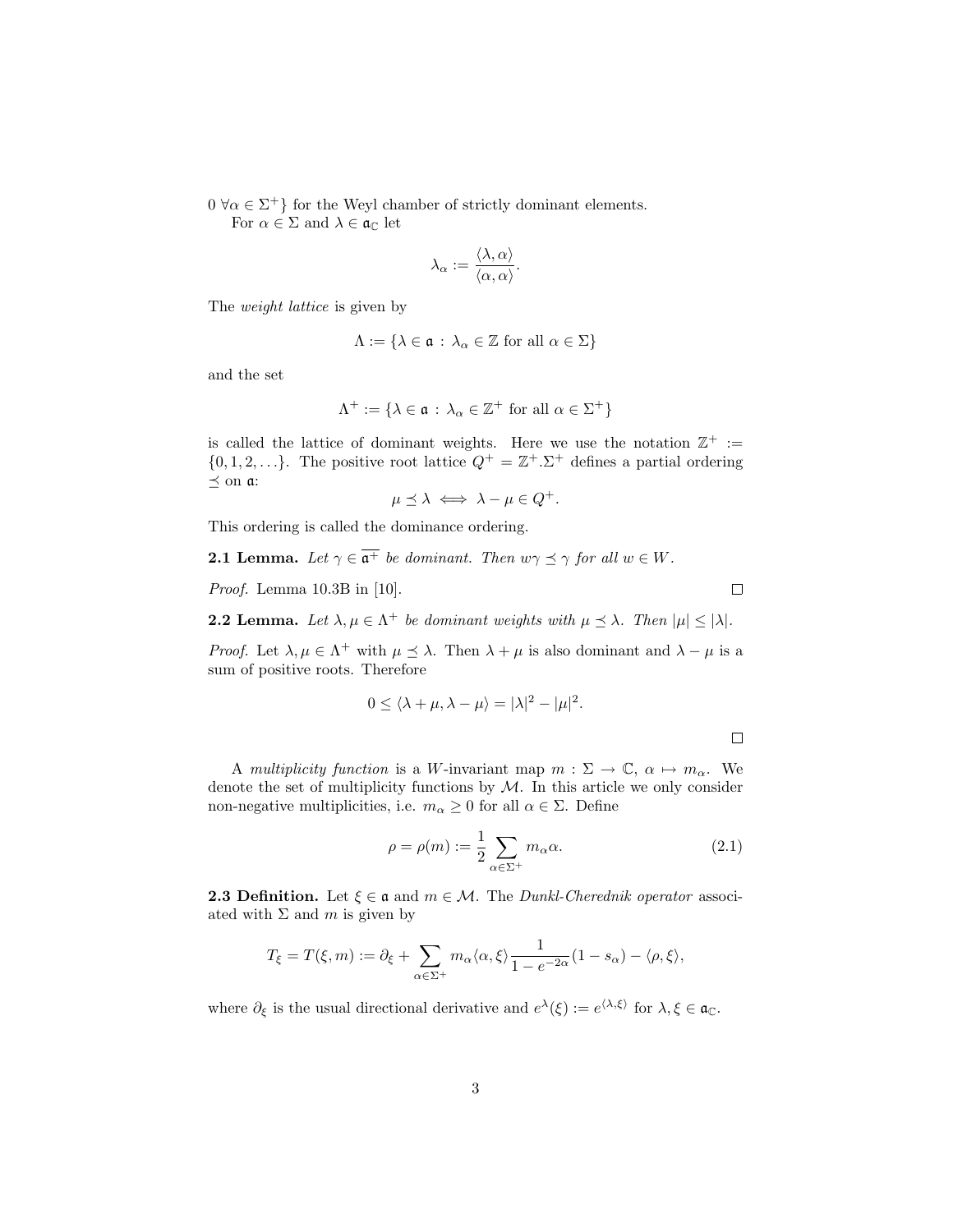$0 \ \forall \alpha \in \Sigma^+\}$ for the Weyl chamber of strictly dominant elements.

For $\alpha \in \Sigma$ and $\lambda \in \mathfrak{a}_{\mathbb{C}}$ let

$$\lambda_\alpha := \frac{\langle \lambda, \alpha \rangle}{\langle \alpha, \alpha \rangle}.$$

The *weight lattice* is given by

$$\Lambda := \{\lambda \in \mathfrak{a} \, : \, \lambda_\alpha \in \mathbb{Z} \text{ for all } \alpha \in \Sigma\}$$

and the set

$$\Lambda^+ := \{\lambda \in \mathfrak{a} \, : \, \lambda_\alpha \in \mathbb{Z}^+ \text{ for all } \alpha \in \Sigma^+\}$$

is called the lattice of dominant weights. Here we use the notation $\mathbb{Z}^+ := \{0, 1, 2, \ldots\}$. The positive root lattice $Q^+ = \mathbb{Z}^+.\Sigma^+$ defines a partial ordering $\preceq$ on $\mathfrak{a}$:

$$\mu \preceq \lambda \iff \lambda - \mu \in Q^+.$$

This ordering is called the dominance ordering.

**2.1 Lemma.** *Let $\gamma \in \overline{\mathfrak{a}^+}$ be dominant. Then $w\gamma \preceq \gamma$ for all $w \in W$.*

*Proof.* Lemma 10.3B in [10]. □

**2.2 Lemma.** *Let $\lambda, \mu \in \Lambda^+$ be dominant weights with $\mu \preceq \lambda$. Then $|\mu| \leq |\lambda|$.*

*Proof.* Let $\lambda, \mu \in \Lambda^+$ with $\mu \preceq \lambda$. Then $\lambda + \mu$ is also dominant and $\lambda - \mu$ is a sum of positive roots. Therefore

$$0 \leq \langle \lambda + \mu, \lambda - \mu \rangle = |\lambda|^2 - |\mu|^2.$$

□

A *multiplicity function* is a $W$-invariant map $m : \Sigma \to \mathbb{C}$, $\alpha \mapsto m_\alpha$. We denote the set of multiplicity functions by $\mathcal{M}$. In this article we only consider non-negative multiplicities, i.e. $m_\alpha \geq 0$ for all $\alpha \in \Sigma$. Define

$$\rho = \rho(m) := \frac{1}{2} \sum_{\alpha \in \Sigma^+} m_\alpha \alpha. \tag{2.1}$$

**2.3 Definition.** Let $\xi \in \mathfrak{a}$ and $m \in \mathcal{M}$. The *Dunkl-Cherednik operator* associated with $\Sigma$ and $m$ is given by

$$T_\xi = T(\xi, m) := \partial_\xi + \sum_{\alpha \in \Sigma^+} m_\alpha \langle \alpha, \xi \rangle \frac{1}{1 - e^{-2\alpha}} (1 - s_\alpha) - \langle \rho, \xi \rangle,$$

where $\partial_\xi$ is the usual directional derivative and $e^\lambda(\xi) := e^{\langle \lambda, \xi \rangle}$ for $\lambda, \xi \in \mathfrak{a}_{\mathbb{C}}$.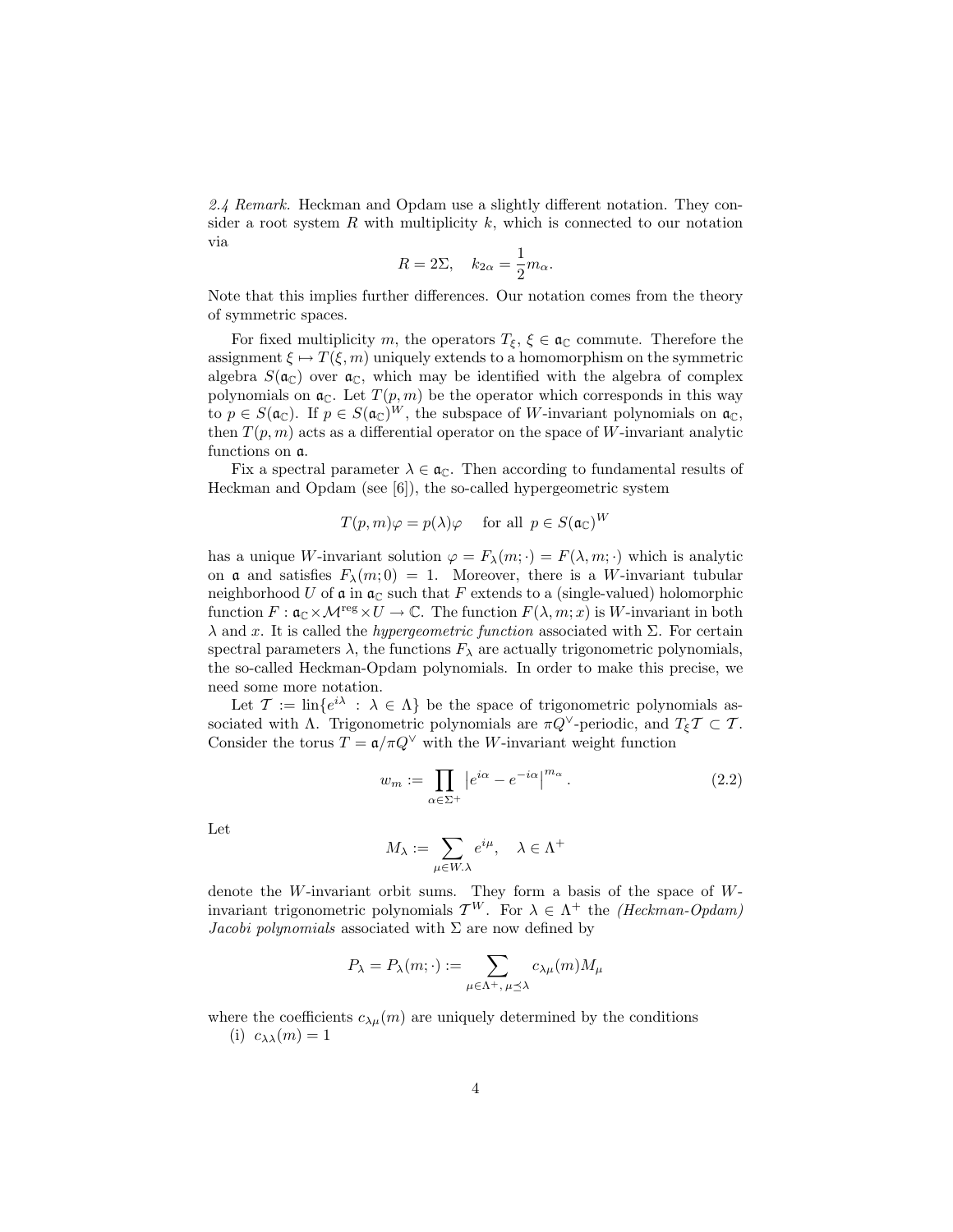*2.4 Remark.* Heckman and Opdam use a slightly different notation. They consider a root system $R$ with multiplicity $k$, which is connected to our notation via

$$R = 2\Sigma, \quad k_{2\alpha} = \frac{1}{2}m_\alpha.$$

Note that this implies further differences. Our notation comes from the theory of symmetric spaces.

For fixed multiplicity $m$, the operators $T_\xi$, $\xi \in \mathfrak{a}_\mathbb{C}$ commute. Therefore the assignment $\xi \mapsto T(\xi, m)$ uniquely extends to a homomorphism on the symmetric algebra $S(\mathfrak{a}_\mathbb{C})$ over $\mathfrak{a}_\mathbb{C}$, which may be identified with the algebra of complex polynomials on $\mathfrak{a}_\mathbb{C}$. Let $T(p, m)$ be the operator which corresponds in this way to $p \in S(\mathfrak{a}_\mathbb{C})$. If $p \in S(\mathfrak{a}_\mathbb{C})^W$, the subspace of $W$-invariant polynomials on $\mathfrak{a}_\mathbb{C}$, then $T(p, m)$ acts as a differential operator on the space of $W$-invariant analytic functions on $\mathfrak{a}$.

Fix a spectral parameter $\lambda \in \mathfrak{a}_\mathbb{C}$. Then according to fundamental results of Heckman and Opdam (see [6]), the so-called hypergeometric system

$$T(p, m)\varphi = p(\lambda)\varphi \quad \text{for all } p \in S(\mathfrak{a}_\mathbb{C})^W$$

has a unique $W$-invariant solution $\varphi = F_\lambda(m; \cdot) = F(\lambda, m; \cdot)$ which is analytic on $\mathfrak{a}$ and satisfies $F_\lambda(m; 0) = 1$. Moreover, there is a $W$-invariant tubular neighborhood $U$ of $\mathfrak{a}$ in $\mathfrak{a}_\mathbb{C}$ such that $F$ extends to a (single-valued) holomorphic function $F : \mathfrak{a}_\mathbb{C} \times \mathcal{M}^{\text{reg}} \times U \to \mathbb{C}$. The function $F(\lambda, m; x)$ is $W$-invariant in both $\lambda$ and $x$. It is called the *hypergeometric function* associated with $\Sigma$. For certain spectral parameters $\lambda$, the functions $F_\lambda$ are actually trigonometric polynomials, the so-called Heckman-Opdam polynomials. In order to make this precise, we need some more notation.

Let $\mathcal{T} := \text{lin}\{e^{i\lambda} : \lambda \in \Lambda\}$ be the space of trigonometric polynomials associated with $\Lambda$. Trigonometric polynomials are $\pi Q^\vee$-periodic, and $T_\xi \mathcal{T} \subset \mathcal{T}$. Consider the torus $T = \mathfrak{a}/\pi Q^\vee$ with the $W$-invariant weight function

$$w_m := \prod_{\alpha \in \Sigma^+} \left| e^{i\alpha} - e^{-i\alpha} \right|^{m_\alpha}. \tag{2.2}$$

Let

$$M_\lambda := \sum_{\mu \in W.\lambda} e^{i\mu}, \quad \lambda \in \Lambda^+$$

denote the $W$-invariant orbit sums. They form a basis of the space of $W$-invariant trigonometric polynomials $\mathcal{T}^W$. For $\lambda \in \Lambda^+$ the *(Heckman-Opdam) Jacobi polynomials* associated with $\Sigma$ are now defined by

$$P_\lambda = P_\lambda(m; \cdot) := \sum_{\mu \in \Lambda^+, \, \mu \preceq \lambda} c_{\lambda\mu}(m) M_\mu$$

where the coefficients $c_{\lambda\mu}(m)$ are uniquely determined by the conditions

(i) $c_{\lambda\lambda}(m) = 1$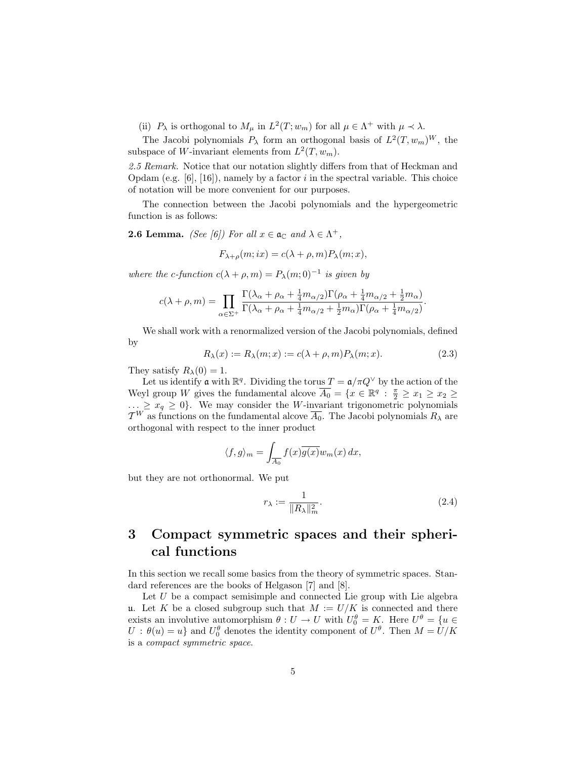(ii) $P_\lambda$ is orthogonal to $M_\mu$ in $L^2(T; w_m)$ for all $\mu \in \Lambda^+$ with $\mu \prec \lambda$.

The Jacobi polynomials $P_\lambda$ form an orthogonal basis of $L^2(T, w_m)^W$, the subspace of $W$-invariant elements from $L^2(T, w_m)$.

*2.5 Remark.* Notice that our notation slightly differs from that of Heckman and Opdam (e.g. [6], [16]), namely by a factor $i$ in the spectral variable. This choice of notation will be more convenient for our purposes.

The connection between the Jacobi polynomials and the hypergeometric function is as follows:

**2.6 Lemma.** *(See [6]) For all $x \in \mathfrak{a}_{\mathbb{C}}$ and $\lambda \in \Lambda^+$,*

$$F_{\lambda+\rho}(m; ix) = c(\lambda + \rho, m) P_\lambda(m; x),$$

*where the c-function $c(\lambda + \rho, m) = P_\lambda(m; 0)^{-1}$ is given by*

$$c(\lambda + \rho, m) = \prod_{\alpha \in \Sigma^+} \frac{\Gamma(\lambda_\alpha + \rho_\alpha + \frac{1}{4}m_{\alpha/2})\Gamma(\rho_\alpha + \frac{1}{4}m_{\alpha/2} + \frac{1}{2}m_\alpha)}{\Gamma(\lambda_\alpha + \rho_\alpha + \frac{1}{4}m_{\alpha/2} + \frac{1}{2}m_\alpha)\Gamma(\rho_\alpha + \frac{1}{4}m_{\alpha/2})}.$$

We shall work with a renormalized version of the Jacobi polynomials, defined by

$$R_\lambda(x) := R_\lambda(m; x) := c(\lambda + \rho, m) P_\lambda(m; x). \tag{2.3}$$

They satisfy $R_\lambda(0) = 1$.

Let us identify $\mathfrak{a}$ with $\mathbb{R}^q$. Dividing the torus $T = \mathfrak{a}/\pi Q^\vee$ by the action of the Weyl group $W$ gives the fundamental alcove $\overline{A_0} = \{x \in \mathbb{R}^q \,:\, \frac{\pi}{2} \geq x_1 \geq x_2 \geq \ldots \geq x_q \geq 0\}$. We may consider the $W$-invariant trigonometric polynomials $\mathcal{T}^W$ as functions on the fundamental alcove $\overline{A_0}$. The Jacobi polynomials $R_\lambda$ are orthogonal with respect to the inner product

$$\langle f, g \rangle_m = \int_{\overline{A_0}} f(x)\overline{g(x)} w_m(x)\, dx,$$

but they are not orthonormal. We put

$$r_\lambda := \frac{1}{\|R_\lambda\|_m^2}. \tag{2.4}$$

# 3 Compact symmetric spaces and their spherical functions

In this section we recall some basics from the theory of symmetric spaces. Standard references are the books of Helgason [7] and [8].

Let $U$ be a compact semisimple and connected Lie group with Lie algebra $\mathfrak{u}$. Let $K$ be a closed subgroup such that $M := U/K$ is connected and there exists an involutive automorphism $\theta : U \to U$ with $U_0^\theta = K$. Here $U^\theta = \{u \in U \,:\, \theta(u) = u\}$ and $U_0^\theta$ denotes the identity component of $U^\theta$. Then $M = U/K$ is a *compact symmetric space*.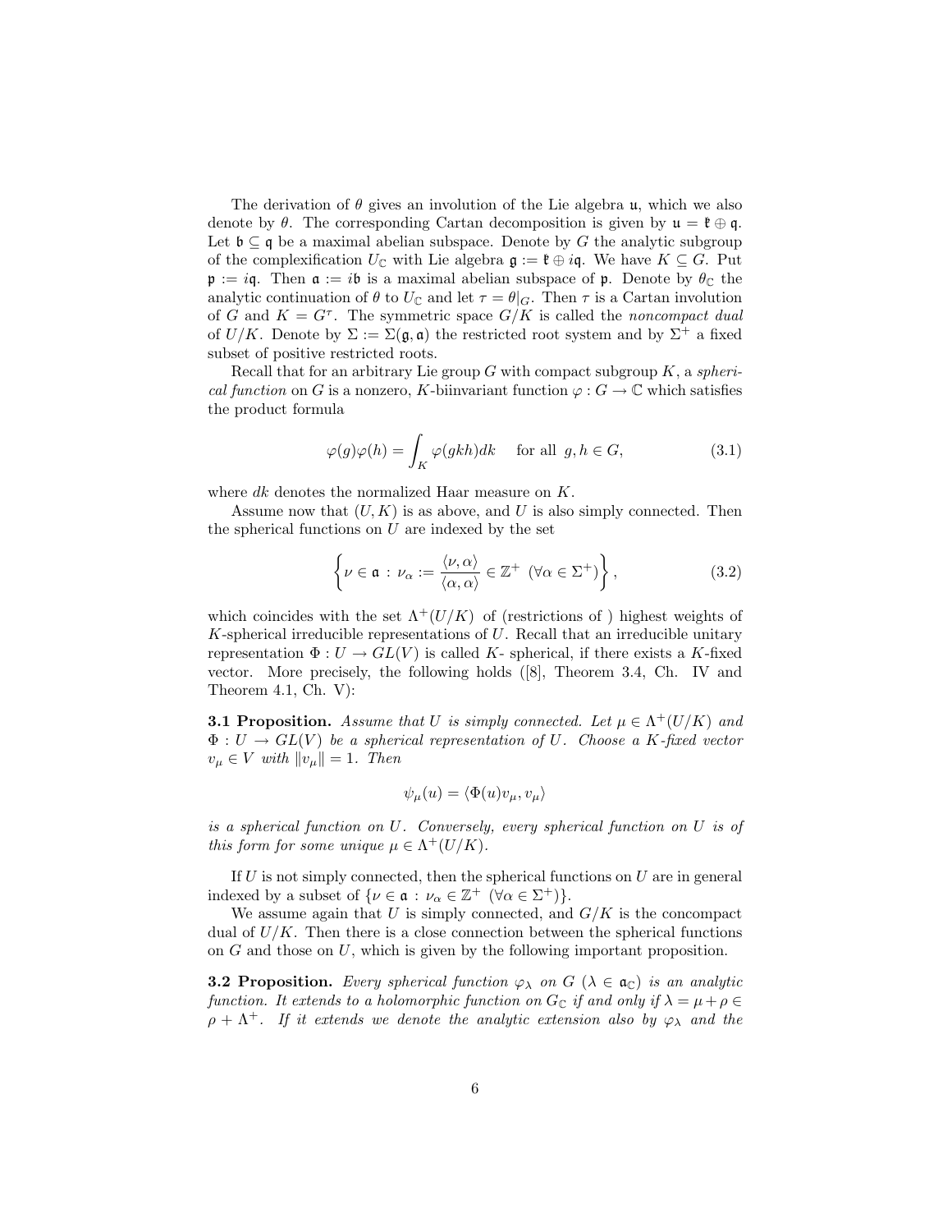The derivation of $\theta$ gives an involution of the Lie algebra $\mathfrak{u}$, which we also denote by $\theta$. The corresponding Cartan decomposition is given by $\mathfrak{u} = \mathfrak{k} \oplus \mathfrak{q}$. Let $\mathfrak{b} \subseteq \mathfrak{q}$ be a maximal abelian subspace. Denote by $G$ the analytic subgroup of the complexification $U_{\mathbb{C}}$ with Lie algebra $\mathfrak{g} := \mathfrak{k} \oplus i\mathfrak{q}$. We have $K \subseteq G$. Put $\mathfrak{p} := i\mathfrak{q}$. Then $\mathfrak{a} := i\mathfrak{b}$ is a maximal abelian subspace of $\mathfrak{p}$. Denote by $\theta_{\mathbb{C}}$ the analytic continuation of $\theta$ to $U_{\mathbb{C}}$ and let $\tau = \theta|_G$. Then $\tau$ is a Cartan involution of $G$ and $K = G^\tau$. The symmetric space $G/K$ is called the *noncompact dual* of $U/K$. Denote by $\Sigma := \Sigma(\mathfrak{g}, \mathfrak{a})$ the restricted root system and by $\Sigma^+$ a fixed subset of positive restricted roots.

Recall that for an arbitrary Lie group $G$ with compact subgroup $K$, a *spherical function* on $G$ is a nonzero, $K$-biinvariant function $\varphi : G \to \mathbb{C}$ which satisfies the product formula

$$\varphi(g)\varphi(h) = \int_K \varphi(gkh)dk \quad \text{for all } g, h \in G, \tag{3.1}$$

where $dk$ denotes the normalized Haar measure on $K$.

Assume now that $(U, K)$ is as above, and $U$ is also simply connected. Then the spherical functions on $U$ are indexed by the set

$$\left\{ \nu \in \mathfrak{a} \,:\, \nu_\alpha := \frac{\langle \nu, \alpha \rangle}{\langle \alpha, \alpha \rangle} \in \mathbb{Z}^+ \;\; (\forall \alpha \in \Sigma^+) \right\}, \tag{3.2}$$

which coincides with the set $\Lambda^+(U/K)$ of (restrictions of ) highest weights of $K$-spherical irreducible representations of $U$. Recall that an irreducible unitary representation $\Phi : U \to GL(V)$ is called $K$- spherical, if there exists a $K$-fixed vector. More precisely, the following holds ([8], Theorem 3.4, Ch. IV and Theorem 4.1, Ch. V):

**3.1 Proposition.** *Assume that $U$ is simply connected. Let $\mu \in \Lambda^+(U/K)$ and $\Phi : U \to GL(V)$ be a spherical representation of $U$. Choose a $K$-fixed vector $v_\mu \in V$ with $\|v_\mu\| = 1$. Then*

$$\psi_\mu(u) = \langle \Phi(u)v_\mu, v_\mu \rangle$$

*is a spherical function on $U$. Conversely, every spherical function on $U$ is of this form for some unique $\mu \in \Lambda^+(U/K)$.*

If $U$ is not simply connected, then the spherical functions on $U$ are in general indexed by a subset of $\{\nu \in \mathfrak{a} \,:\, \nu_\alpha \in \mathbb{Z}^+ \;\; (\forall \alpha \in \Sigma^+)\}$.

We assume again that $U$ is simply connected, and $G/K$ is the concompact dual of $U/K$. Then there is a close connection between the spherical functions on $G$ and those on $U$, which is given by the following important proposition.

**3.2 Proposition.** *Every spherical function $\varphi_\lambda$ on $G$ ($\lambda \in \mathfrak{a}_{\mathbb{C}}$) is an analytic function. It extends to a holomorphic function on $G_{\mathbb{C}}$ if and only if $\lambda = \mu + \rho \in \rho + \Lambda^+$. If it extends we denote the analytic extension also by $\varphi_\lambda$ and the*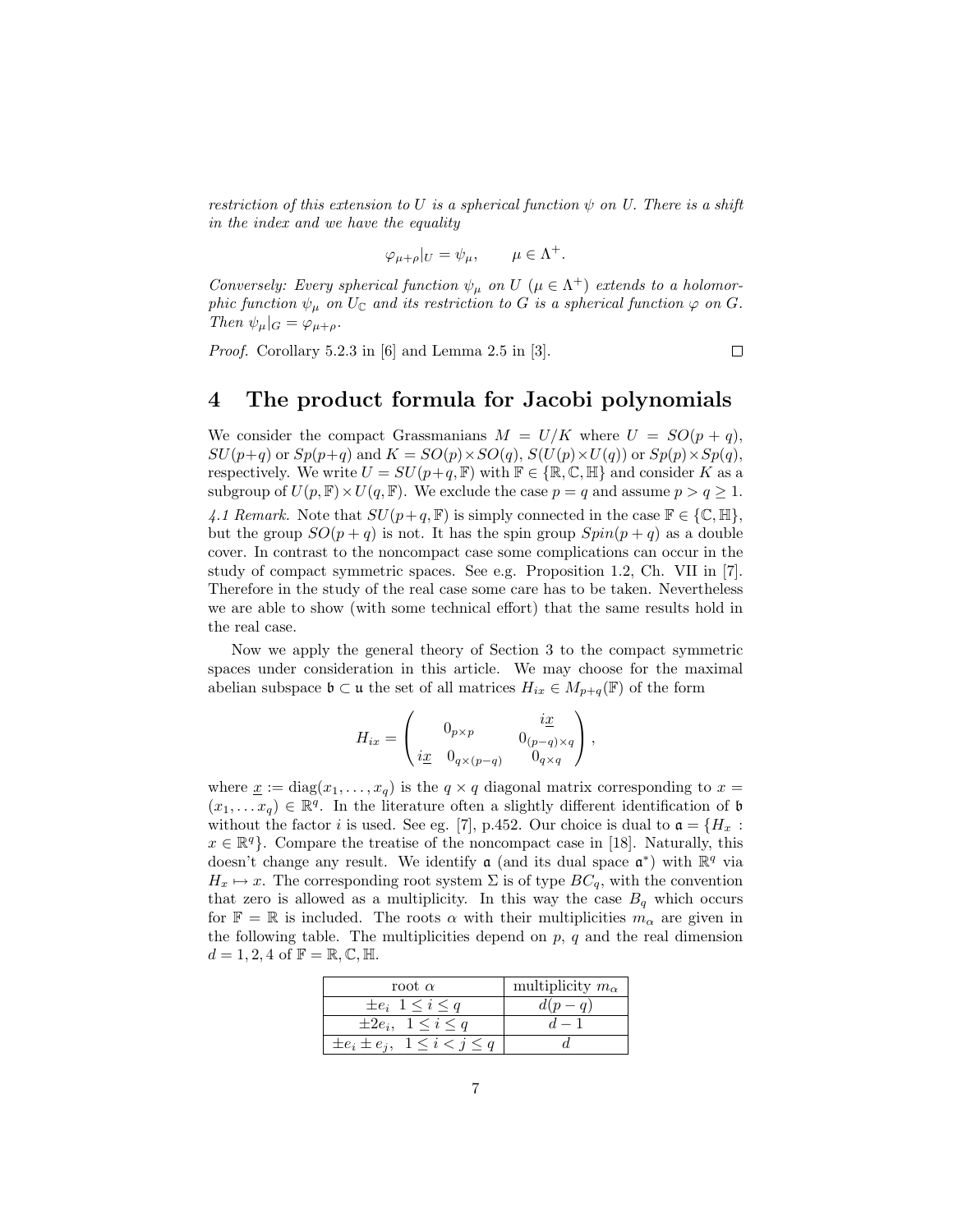*restriction of this extension to $U$ is a spherical function $\psi$ on $U$. There is a shift in the index and we have the equality*

$$\varphi_{\mu+\rho}|_U = \psi_\mu, \qquad \mu \in \Lambda^+.$$

*Conversely: Every spherical function $\psi_\mu$ on $U$ ($\mu \in \Lambda^+$) extends to a holomorphic function $\psi_\mu$ on $U_{\mathbb{C}}$ and its restriction to $G$ is a spherical function $\varphi$ on $G$. Then $\psi_\mu|_G = \varphi_{\mu+\rho}$.*

*Proof.* Corollary 5.2.3 in [6] and Lemma 2.5 in [3]. □

# 4 The product formula for Jacobi polynomials

We consider the compact Grassmanians $M = U/K$ where $U = SO(p+q)$, $SU(p+q)$ or $Sp(p+q)$ and $K = SO(p) \times SO(q)$, $S(U(p) \times U(q))$ or $Sp(p) \times Sp(q)$, respectively. We write $U = SU(p+q, \mathbb{F})$ with $\mathbb{F} \in \{\mathbb{R}, \mathbb{C}, \mathbb{H}\}$ and consider $K$ as a subgroup of $U(p, \mathbb{F}) \times U(q, \mathbb{F})$. We exclude the case $p = q$ and assume $p > q \geq 1$.

*4.1 Remark.* Note that $SU(p+q, \mathbb{F})$ is simply connected in the case $\mathbb{F} \in \{\mathbb{C}, \mathbb{H}\}$, but the group $SO(p+q)$ is not. It has the spin group $Spin(p+q)$ as a double cover. In contrast to the noncompact case some complications can occur in the study of compact symmetric spaces. See e.g. Proposition 1.2, Ch. VII in [7]. Therefore in the study of the real case some care has to be taken. Nevertheless we are able to show (with some technical effort) that the same results hold in the real case.

Now we apply the general theory of Section 3 to the compact symmetric spaces under consideration in this article. We may choose for the maximal abelian subspace $\mathfrak{b} \subset \mathfrak{u}$ the set of all matrices $H_{ix} \in M_{p+q}(\mathbb{F})$ of the form

$$H_{ix} = \begin{pmatrix} & 0_{p\times p} & & i\underline{x} \\ & & & 0_{(p-q)\times q} \\ i\underline{x} & 0_{q\times(p-q)} & & 0_{q\times q} \end{pmatrix},$$

where $\underline{x} := \operatorname{diag}(x_1, \ldots, x_q)$ is the $q \times q$ diagonal matrix corresponding to $x = (x_1, \ldots x_q) \in \mathbb{R}^q$. In the literature often a slightly different identification of $\mathfrak{b}$ without the factor $i$ is used. See eg. [7], p.452. Our choice is dual to $\mathfrak{a} = \{H_x : x \in \mathbb{R}^q\}$. Compare the treatise of the noncompact case in [18]. Naturally, this doesn't change any result. We identify $\mathfrak{a}$ (and its dual space $\mathfrak{a}^*$) with $\mathbb{R}^q$ via $H_x \mapsto x$. The corresponding root system $\Sigma$ is of type $BC_q$, with the convention that zero is allowed as a multiplicity. In this way the case $B_q$ which occurs for $\mathbb{F} = \mathbb{R}$ is included. The roots $\alpha$ with their multiplicities $m_\alpha$ are given in the following table. The multiplicities depend on $p$, $q$ and the real dimension $d = 1, 2, 4$ of $\mathbb{F} = \mathbb{R}, \mathbb{C}, \mathbb{H}$.

| root $\alpha$ | multiplicity $m_\alpha$ |
|---|---|
| $\pm e_i \;\; 1 \leq i \leq q$ | $d(p-q)$ |
| $\pm 2e_i, \;\; 1 \leq i \leq q$ | $d-1$ |
| $\pm e_i \pm e_j, \;\; 1 \leq i < j \leq q$ | $d$ |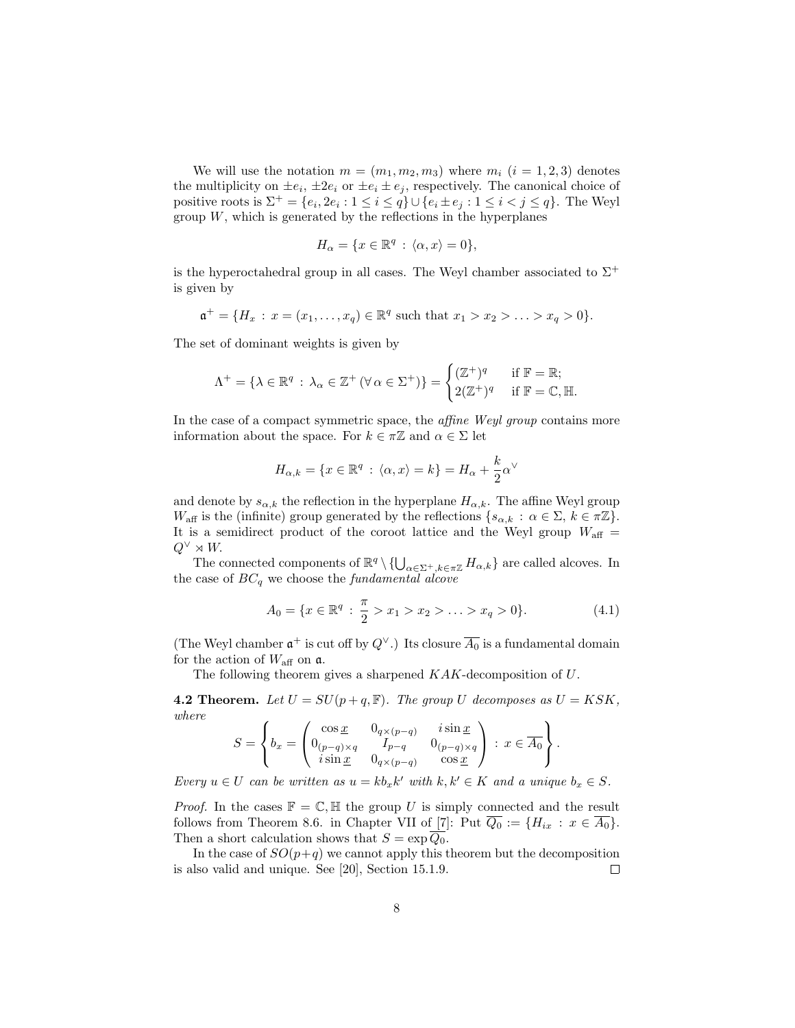We will use the notation $m = (m_1, m_2, m_3)$ where $m_i$ ($i = 1, 2, 3$) denotes the multiplicity on $\pm e_i$, $\pm 2e_i$ or $\pm e_i \pm e_j$, respectively. The canonical choice of positive roots is $\Sigma^+ = \{e_i, 2e_i : 1 \leq i \leq q\} \cup \{e_i \pm e_j : 1 \leq i < j \leq q\}$. The Weyl group $W$, which is generated by the reflections in the hyperplanes

$$H_\alpha = \{x \in \mathbb{R}^q : \langle \alpha, x \rangle = 0\},$$

is the hyperoctahedral group in all cases. The Weyl chamber associated to $\Sigma^+$ is given by

$$\mathfrak{a}^+ = \{H_x : x = (x_1, \ldots, x_q) \in \mathbb{R}^q \text{ such that } x_1 > x_2 > \ldots > x_q > 0\}.$$

The set of dominant weights is given by

$$\Lambda^+ = \{\lambda \in \mathbb{R}^q : \lambda_\alpha \in \mathbb{Z}^+ \, (\forall\, \alpha \in \Sigma^+)\} = \begin{cases} (\mathbb{Z}^+)^q & \text{if } \mathbb{F} = \mathbb{R}; \\ 2(\mathbb{Z}^+)^q & \text{if } \mathbb{F} = \mathbb{C}, \mathbb{H}. \end{cases}$$

In the case of a compact symmetric space, the *affine Weyl group* contains more information about the space. For $k \in \pi\mathbb{Z}$ and $\alpha \in \Sigma$ let

$$H_{\alpha,k} = \{x \in \mathbb{R}^q : \langle \alpha, x \rangle = k\} = H_\alpha + \frac{k}{2}\alpha^\vee$$

and denote by $s_{\alpha,k}$ the reflection in the hyperplane $H_{\alpha,k}$. The affine Weyl group $W_{\text{aff}}$ is the (infinite) group generated by the reflections $\{s_{\alpha,k} : \alpha \in \Sigma, \, k \in \pi\mathbb{Z}\}$. It is a semidirect product of the coroot lattice and the Weyl group $W_{\text{aff}} = Q^\vee \rtimes W$.

The connected components of $\mathbb{R}^q \setminus \{\bigcup_{\alpha \in \Sigma^+, k \in \pi\mathbb{Z}} H_{\alpha,k}\}$ are called alcoves. In the case of $BC_q$ we choose the *fundamental alcove*

$$A_0 = \{x \in \mathbb{R}^q : \frac{\pi}{2} > x_1 > x_2 > \ldots > x_q > 0\}. \tag{4.1}$$

(The Weyl chamber $\mathfrak{a}^+$ is cut off by $Q^\vee$.) Its closure $\overline{A_0}$ is a fundamental domain for the action of $W_{\text{aff}}$ on $\mathfrak{a}$.

The following theorem gives a sharpened $KAK$-decomposition of $U$.

**4.2 Theorem.** *Let $U = SU(p+q, \mathbb{F})$. The group $U$ decomposes as $U = KSK$, where*

$$S = \left\{ b_x = \begin{pmatrix} \cos \underline{x} & 0_{q\times(p-q)} & i \sin \underline{x} \\ 0_{(p-q)\times q} & I_{p-q} & 0_{(p-q)\times q} \\ i \sin \underline{x} & 0_{q \times (p-q)} & \cos \underline{x} \end{pmatrix} : x \in \overline{A_0} \right\}.$$

*Every $u \in U$ can be written as $u = k b_x k'$ with $k, k' \in K$ and a unique $b_x \in S$.*

*Proof.* In the cases $\mathbb{F} = \mathbb{C}, \mathbb{H}$ the group $U$ is simply connected and the result follows from Theorem 8.6. in Chapter VII of [7]: Put $\overline{Q_0} := \{H_{ix} : x \in \overline{A_0}\}$. Then a short calculation shows that $S = \exp \overline{Q_0}$.

In the case of $SO(p+q)$ we cannot apply this theorem but the decomposition is also valid and unique. See [20], Section 15.1.9. $\square$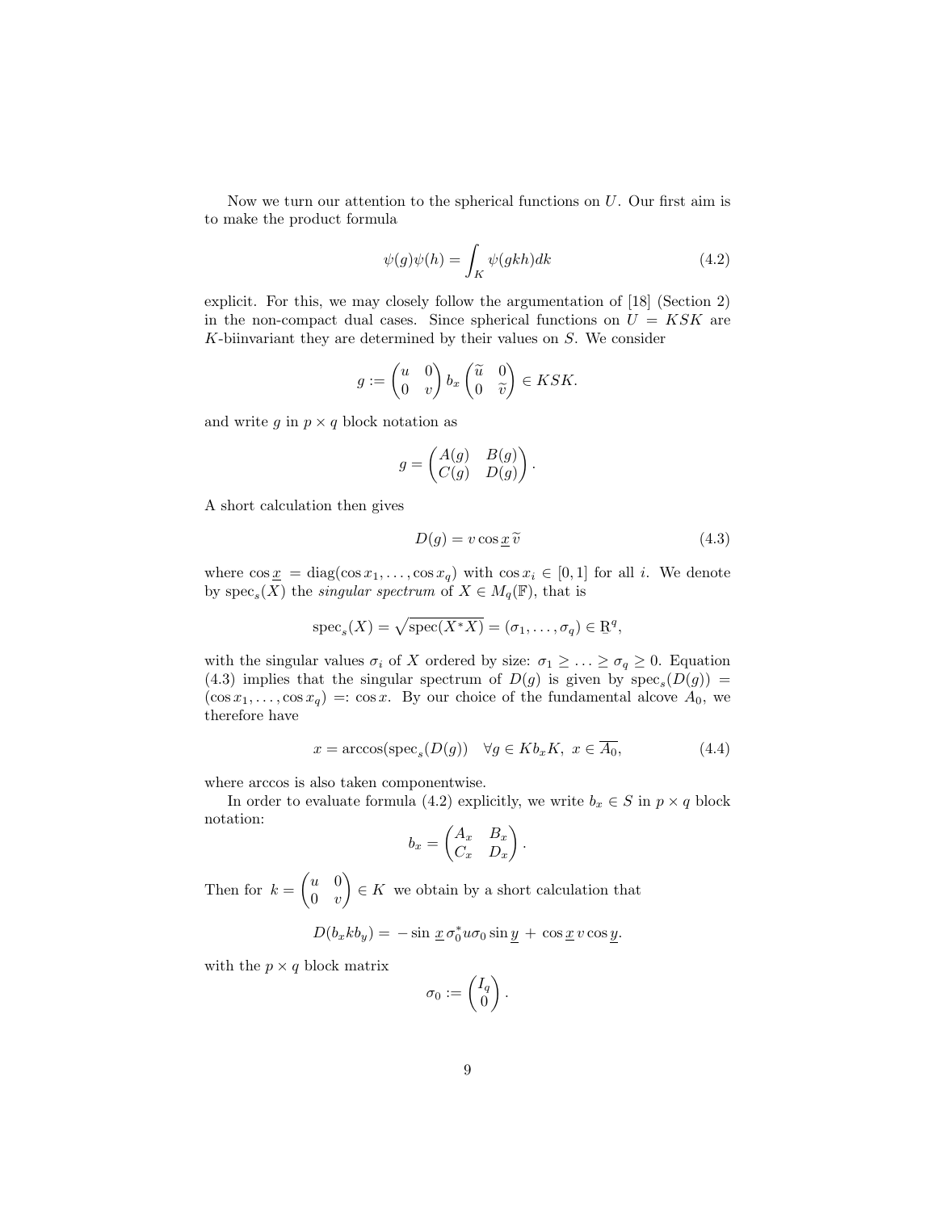Now we turn our attention to the spherical functions on $U$. Our first aim is to make the product formula

$$\psi(g)\psi(h) = \int_K \psi(gkh)dk \tag{4.2}$$

explicit. For this, we may closely follow the argumentation of [18] (Section 2) in the non-compact dual cases. Since spherical functions on $U = KSK$ are $K$-biinvariant they are determined by their values on $S$. We consider

$$g := \begin{pmatrix} u & 0 \\ 0 & v \end{pmatrix} b_x \begin{pmatrix} \widetilde{u} & 0 \\ 0 & \widetilde{v} \end{pmatrix} \in KSK.$$

and write $g$ in $p \times q$ block notation as

$$g = \begin{pmatrix} A(g) & B(g) \\ C(g) & D(g) \end{pmatrix}.$$

A short calculation then gives

$$D(g) = v \cos \underline{x}\, \widetilde{v} \tag{4.3}$$

where $\cos \underline{x} = \mathrm{diag}(\cos x_1, \ldots, \cos x_q)$ with $\cos x_i \in [0,1]$ for all $i$. We denote by $\mathrm{spec}_s(X)$ the *singular spectrum* of $X \in M_q(\mathbb{F})$, that is

$$\mathrm{spec}_s(X) = \sqrt{\mathrm{spec}(X^*X)} = (\sigma_1, \ldots, \sigma_q) \in \underline{\mathbb{R}}^q,$$

with the singular values $\sigma_i$ of $X$ ordered by size: $\sigma_1 \geq \ldots \geq \sigma_q \geq 0$. Equation (4.3) implies that the singular spectrum of $D(g)$ is given by $\mathrm{spec}_s(D(g)) = (\cos x_1, \ldots, \cos x_q) =: \cos x$. By our choice of the fundamental alcove $A_0$, we therefore have

$$x = \arccos(\mathrm{spec}_s(D(g)) \quad \forall g \in Kb_xK,\ x \in \overline{A_0}, \tag{4.4}$$

where arccos is also taken componentwise.

In order to evaluate formula (4.2) explicitly, we write $b_x \in S$ in $p \times q$ block notation:

$$b_x = \begin{pmatrix} A_x & B_x \\ C_x & D_x \end{pmatrix}.$$

Then for $k = \begin{pmatrix} u & 0 \\ 0 & v \end{pmatrix} \in K$ we obtain by a short calculation that

$$D(b_x k b_y) = -\sin \underline{x}\, \sigma_0^* u \sigma_0 \sin \underline{y} + \cos \underline{x}\, v \cos \underline{y}.$$

with the $p \times q$ block matrix

$$\sigma_0 := \begin{pmatrix} I_q \\ 0 \end{pmatrix}.$$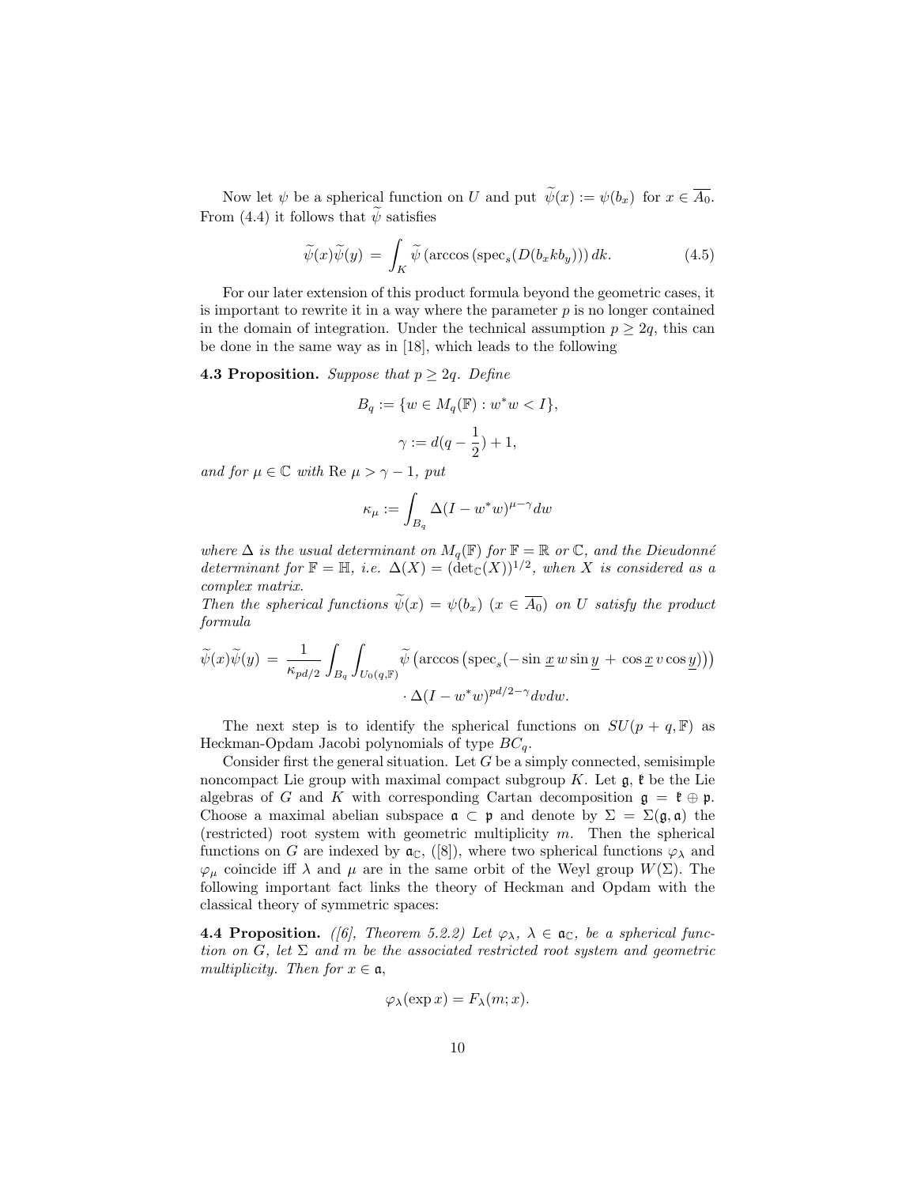Now let $\psi$ be a spherical function on $U$ and put $\widetilde{\psi}(x) := \psi(b_x)$ for $x \in \overline{A_0}$. From (4.4) it follows that $\widetilde{\psi}$ satisfies

$$\widetilde{\psi}(x)\widetilde{\psi}(y) = \int_K \widetilde{\psi}\left(\arccos\left(\text{spec}_s(D(b_x k b_y))\right)\right) dk. \tag{4.5}$$

For our later extension of this product formula beyond the geometric cases, it is important to rewrite it in a way where the parameter $p$ is no longer contained in the domain of integration. Under the technical assumption $p \geq 2q$, this can be done in the same way as in [18], which leads to the following

**4.3 Proposition.** *Suppose that $p \geq 2q$. Define*

$$B_q := \{w \in M_q(\mathbb{F}) : w^*w < I\},$$

$$\gamma := d(q - \frac{1}{2}) + 1,$$

*and for $\mu \in \mathbb{C}$ with $\text{Re}\, \mu > \gamma - 1$, put*

$$\kappa_\mu := \int_{B_q} \Delta(I - w^*w)^{\mu - \gamma} dw$$

*where $\Delta$ is the usual determinant on $M_q(\mathbb{F})$ for $\mathbb{F} = \mathbb{R}$ or $\mathbb{C}$, and the Dieudonné determinant for $\mathbb{F} = \mathbb{H}$, i.e. $\Delta(X) = (\det_{\mathbb{C}}(X))^{1/2}$, when $X$ is considered as a complex matrix.*
*Then the spherical functions $\widetilde{\psi}(x) = \psi(b_x)$ $(x \in \overline{A_0})$ on $U$ satisfy the product formula*

$$\widetilde{\psi}(x)\widetilde{\psi}(y) = \frac{1}{\kappa_{pd/2}} \int_{B_q} \int_{U_0(q,\mathbb{F})} \widetilde{\psi}\left(\arccos\left(\text{spec}_s(-\sin \underline{x}\, w \sin \underline{y} + \cos \underline{x}\, v \cos \underline{y})\right)\right) \cdot \Delta(I - w^*w)^{pd/2 - \gamma} dv dw.$$

The next step is to identify the spherical functions on $SU(p + q, \mathbb{F})$ as Heckman-Opdam Jacobi polynomials of type $BC_q$.

Consider first the general situation. Let $G$ be a simply connected, semisimple noncompact Lie group with maximal compact subgroup $K$. Let $\mathfrak{g}$, $\mathfrak{k}$ be the Lie algebras of $G$ and $K$ with corresponding Cartan decomposition $\mathfrak{g} = \mathfrak{k} \oplus \mathfrak{p}$. Choose a maximal abelian subspace $\mathfrak{a} \subset \mathfrak{p}$ and denote by $\Sigma = \Sigma(\mathfrak{g}, \mathfrak{a})$ the (restricted) root system with geometric multiplicity $m$. Then the spherical functions on $G$ are indexed by $\mathfrak{a}_{\mathbb{C}}$, ([8]), where two spherical functions $\varphi_\lambda$ and $\varphi_\mu$ coincide iff $\lambda$ and $\mu$ are in the same orbit of the Weyl group $W(\Sigma)$. The following important fact links the theory of Heckman and Opdam with the classical theory of symmetric spaces:

**4.4 Proposition.** *([6], Theorem 5.2.2) Let $\varphi_\lambda$, $\lambda \in \mathfrak{a}_{\mathbb{C}}$, be a spherical function on $G$, let $\Sigma$ and $m$ be the associated restricted root system and geometric multiplicity. Then for $x \in \mathfrak{a}$,*

$$\varphi_\lambda(\exp x) = F_\lambda(m; x).$$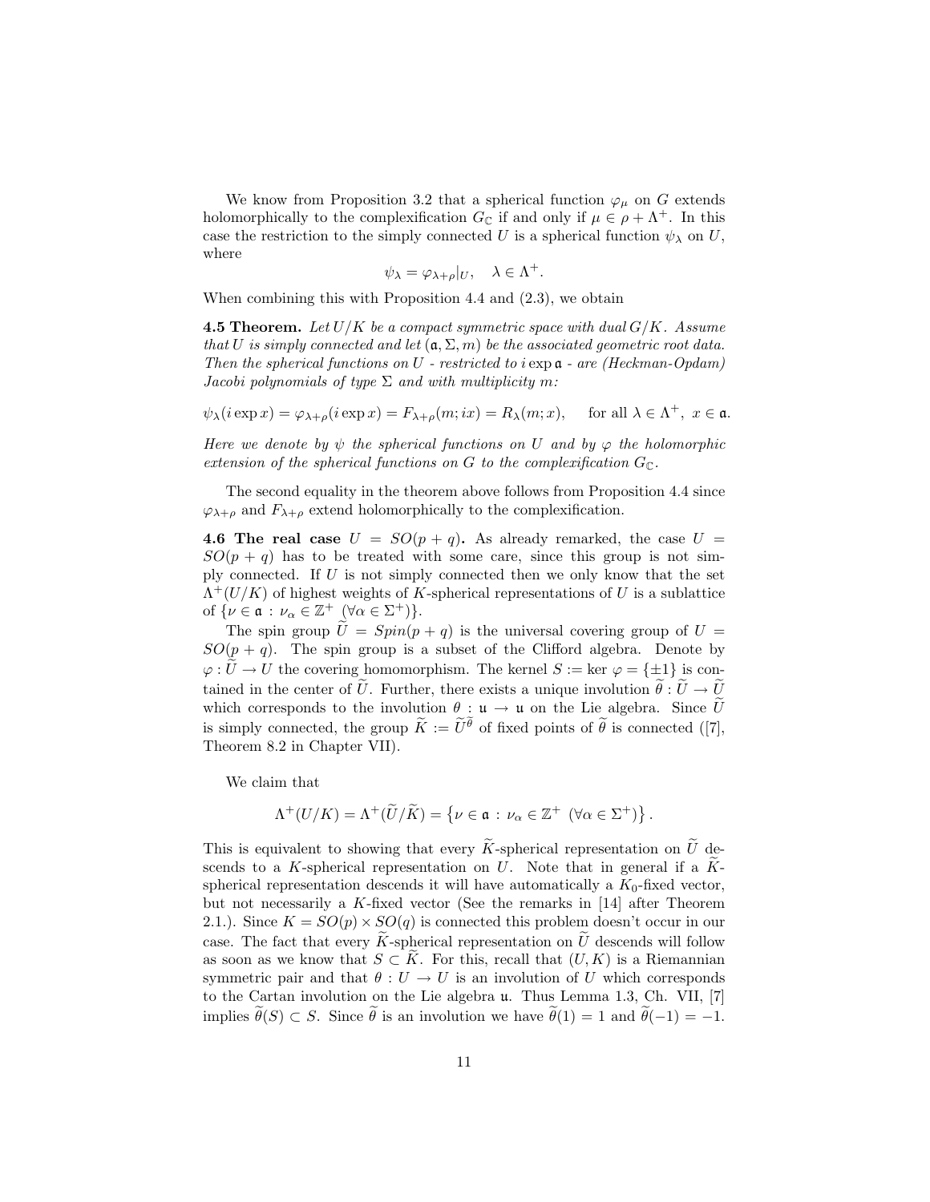We know from Proposition 3.2 that a spherical function $\varphi_\mu$ on $G$ extends holomorphically to the complexification $G_{\mathbb{C}}$ if and only if $\mu \in \rho + \Lambda^+$. In this case the restriction to the simply connected $U$ is a spherical function $\psi_\lambda$ on $U$, where

$$\psi_\lambda = \varphi_{\lambda+\rho}|_U, \quad \lambda \in \Lambda^+.$$

When combining this with Proposition 4.4 and (2.3), we obtain

**4.5 Theorem.** *Let $U/K$ be a compact symmetric space with dual $G/K$. Assume that $U$ is simply connected and let $(\mathfrak{a}, \Sigma, m)$ be the associated geometric root data. Then the spherical functions on $U$ - restricted to $i \exp \mathfrak{a}$ - are (Heckman-Opdam) Jacobi polynomials of type $\Sigma$ and with multiplicity $m$:*

$$\psi_\lambda(i \exp x) = \varphi_{\lambda+\rho}(i \exp x) = F_{\lambda+\rho}(m; ix) = R_\lambda(m; x), \quad \text{for all } \lambda \in \Lambda^+, \ x \in \mathfrak{a}.$$

*Here we denote by $\psi$ the spherical functions on $U$ and by $\varphi$ the holomorphic extension of the spherical functions on $G$ to the complexification $G_{\mathbb{C}}$.*

The second equality in the theorem above follows from Proposition 4.4 since $\varphi_{\lambda+\rho}$ and $F_{\lambda+\rho}$ extend holomorphically to the complexification.

**4.6 The real case $U = SO(p+q)$.** As already remarked, the case $U = SO(p+q)$ has to be treated with some care, since this group is not simply connected. If $U$ is not simply connected then we only know that the set $\Lambda^+(U/K)$ of highest weights of $K$-spherical representations of $U$ is a sublattice of $\{\nu \in \mathfrak{a} : \nu_\alpha \in \mathbb{Z}^+ \ (\forall \alpha \in \Sigma^+)\}$.

The spin group $\widetilde{U} = Spin(p+q)$ is the universal covering group of $U = SO(p+q)$. The spin group is a subset of the Clifford algebra. Denote by $\varphi : \widetilde{U} \to U$ the covering homomorphism. The kernel $S := \ker \varphi = \{\pm 1\}$ is contained in the center of $\widetilde{U}$. Further, there exists a unique involution $\widetilde{\theta} : \widetilde{U} \to \widetilde{U}$ which corresponds to the involution $\theta : \mathfrak{u} \to \mathfrak{u}$ on the Lie algebra. Since $\widetilde{U}$ is simply connected, the group $\widetilde{K} := \widetilde{U}^{\widetilde{\theta}}$ of fixed points of $\widetilde{\theta}$ is connected ([7], Theorem 8.2 in Chapter VII).

We claim that

$$\Lambda^+(U/K) = \Lambda^+(\widetilde{U}/\widetilde{K}) = \left\{\nu \in \mathfrak{a} : \nu_\alpha \in \mathbb{Z}^+ \ (\forall \alpha \in \Sigma^+)\right\}.$$

This is equivalent to showing that every $\widetilde{K}$-spherical representation on $\widetilde{U}$ descends to a $K$-spherical representation on $U$. Note that in general if a $\widetilde{K}$-spherical representation descends it will have automatically a $K_0$-fixed vector, but not necessarily a $K$-fixed vector (See the remarks in [14] after Theorem 2.1.). Since $K = SO(p) \times SO(q)$ is connected this problem doesn't occur in our case. The fact that every $\widetilde{K}$-spherical representation on $\widetilde{U}$ descends will follow as soon as we know that $S \subset \widetilde{K}$. For this, recall that $(U, K)$ is a Riemannian symmetric pair and that $\theta : U \to U$ is an involution of $U$ which corresponds to the Cartan involution on the Lie algebra $\mathfrak{u}$. Thus Lemma 1.3, Ch. VII, [7] implies $\widetilde{\theta}(S) \subset S$. Since $\widetilde{\theta}$ is an involution we have $\widetilde{\theta}(1) = 1$ and $\widetilde{\theta}(-1) = -1$.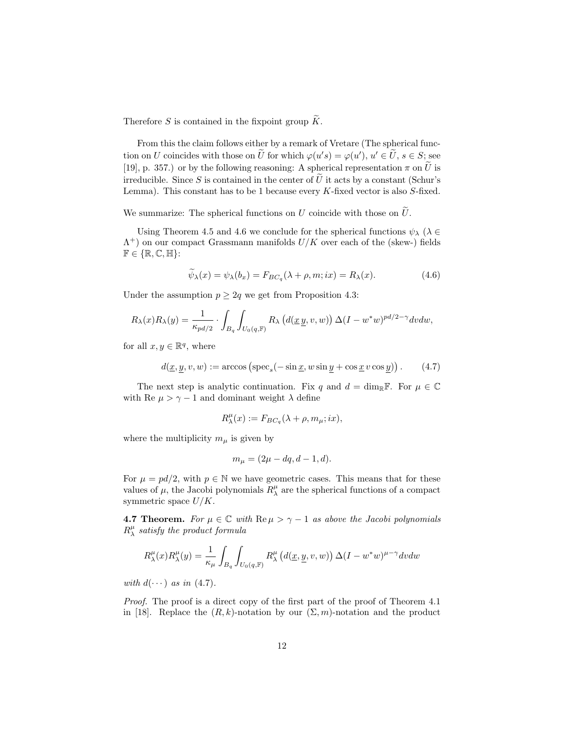Therefore $S$ is contained in the fixpoint group $\widetilde{K}$.

From this the claim follows either by a remark of Vretare (The spherical function on $U$ coincides with those on $\widetilde{U}$ for which $\varphi(u's) = \varphi(u')$, $u' \in \widetilde{U}$, $s \in S$; see [19], p. 357.) or by the following reasoning: A spherical representation $\pi$ on $\widetilde{U}$ is irreducible. Since $S$ is contained in the center of $\widetilde{U}$ it acts by a constant (Schur's Lemma). This constant has to be 1 because every $K$-fixed vector is also $S$-fixed.

We summarize: The spherical functions on $U$ coincide with those on $\widetilde{U}$.

Using Theorem 4.5 and 4.6 we conclude for the spherical functions $\psi_\lambda$ ($\lambda \in \Lambda^+$) on our compact Grassmann manifolds $U/K$ over each of the (skew-) fields $\mathbb{F} \in \{\mathbb{R}, \mathbb{C}, \mathbb{H}\}$:

$$\widetilde{\psi}_\lambda(x) = \psi_\lambda(b_x) = F_{BC_q}(\lambda + \rho, m; ix) = R_\lambda(x). \tag{4.6}$$

Under the assumption $p \geq 2q$ we get from Proposition 4.3:

$$R_\lambda(x)R_\lambda(y) = \frac{1}{\kappa_{pd/2}} \cdot \int_{B_q} \int_{U_0(q,\mathbb{F})} R_\lambda\left(d(\underline{x}\,\underline{y}, v, w)\right) \Delta(I - w^*w)^{pd/2-\gamma} dv dw,$$

for all $x, y \in \mathbb{R}^q$, where

$$d(\underline{x}, \underline{y}, v, w) := \arccos\left(\operatorname{spec}_s(-\sin \underline{x}, w \sin \underline{y} + \cos \underline{x}\, v \cos \underline{y})\right). \tag{4.7}$$

The next step is analytic continuation. Fix $q$ and $d = \dim_{\mathbb{R}}\mathbb{F}$. For $\mu \in \mathbb{C}$ with $\operatorname{Re}\,\mu > \gamma - 1$ and dominant weight $\lambda$ define

$$R^\mu_\lambda(x) := F_{BC_q}(\lambda + \rho, m_\mu; ix),$$

where the multiplicity $m_\mu$ is given by

$$m_\mu = (2\mu - dq, d - 1, d).$$

For $\mu = pd/2$, with $p \in \mathbb{N}$ we have geometric cases. This means that for these values of $\mu$, the Jacobi polynomials $R^\mu_\lambda$ are the spherical functions of a compact symmetric space $U/K$.

**4.7 Theorem.** *For $\mu \in \mathbb{C}$ with $\operatorname{Re}\mu > \gamma - 1$ as above the Jacobi polynomials $R^\mu_\lambda$ satisfy the product formula*

$$R^\mu_\lambda(x)R^\mu_\lambda(y) = \frac{1}{\kappa_\mu} \int_{B_q} \int_{U_0(q,\mathbb{F})} R^\mu_\lambda\left(d(\underline{x}, \underline{y}, v, w)\right) \Delta(I - w^*w)^{\mu-\gamma} dv dw$$

*with $d(\cdots)$ as in (4.7).*

*Proof.* The proof is a direct copy of the first part of the proof of Theorem 4.1 in [18]. Replace the $(R, k)$-notation by our $(\Sigma, m)$-notation and the product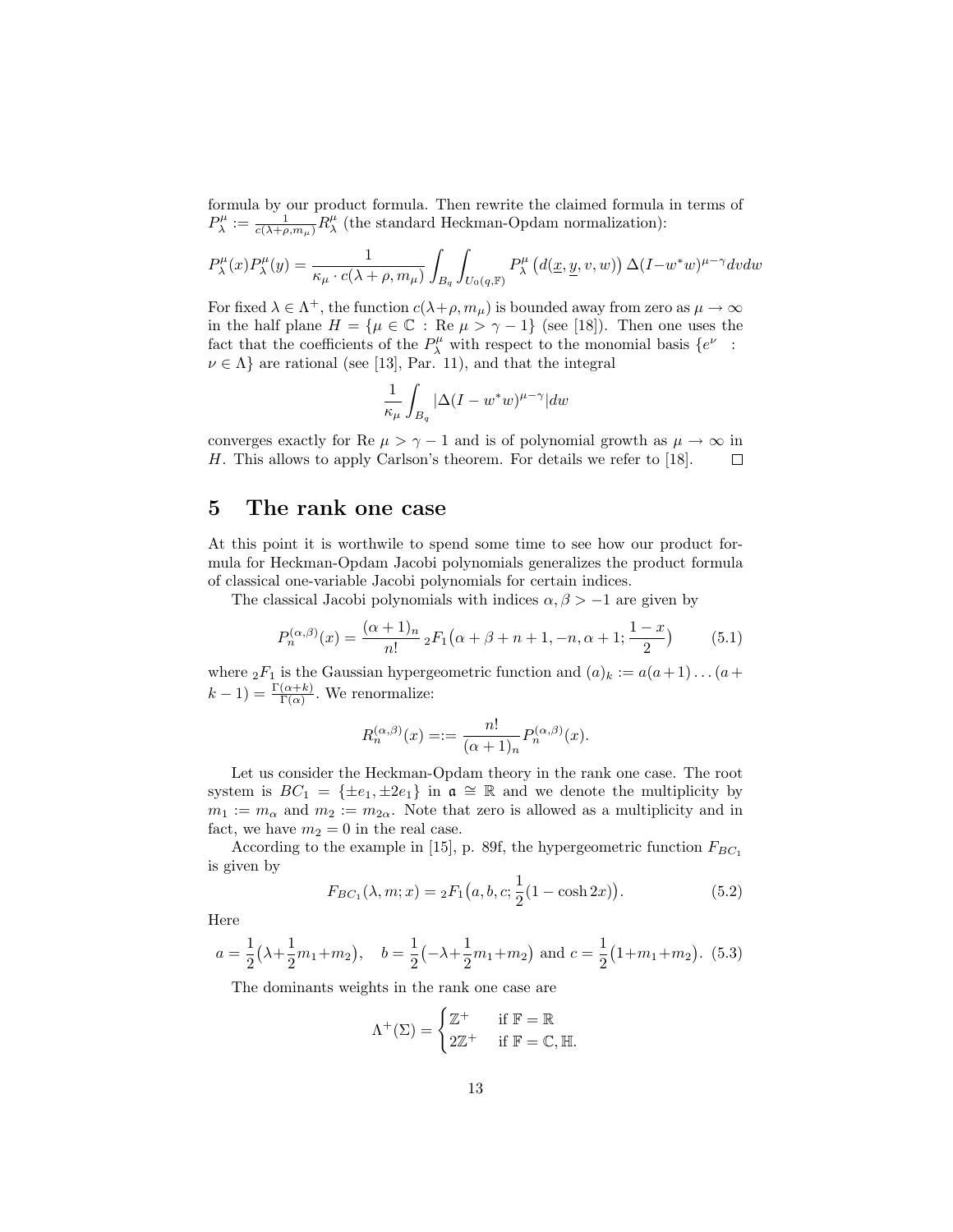formula by our product formula. Then rewrite the claimed formula in terms of $P_\lambda^\mu := \frac{1}{c(\lambda+\rho, m_\mu)} R_\lambda^\mu$ (the standard Heckman-Opdam normalization):

$$P_\lambda^\mu(x) P_\lambda^\mu(y) = \frac{1}{\kappa_\mu \cdot c(\lambda+\rho, m_\mu)} \int_{B_q} \int_{U_0(q,\mathbb{F})} P_\lambda^\mu\big(d(\underline{x}, \underline{y}, v, w)\big) \Delta(I - w^*w)^{\mu-\gamma} dv dw$$

For fixed $\lambda \in \Lambda^+$, the function $c(\lambda+\rho, m_\mu)$ is bounded away from zero as $\mu \to \infty$ in the half plane $H = \{\mu \in \mathbb{C} : \text{Re } \mu > \gamma - 1\}$ (see [18]). Then one uses the fact that the coefficients of the $P_\lambda^\mu$ with respect to the monomial basis $\{e^\nu : \nu \in \Lambda\}$ are rational (see [13], Par. 11), and that the integral

$$\frac{1}{\kappa_\mu} \int_{B_q} |\Delta(I - w^*w)^{\mu-\gamma}| dw$$

converges exactly for Re $\mu > \gamma - 1$ and is of polynomial growth as $\mu \to \infty$ in $H$. This allows to apply Carlson's theorem. For details we refer to [18]. □

## 5 The rank one case

At this point it is worthwile to spend some time to see how our product formula for Heckman-Opdam Jacobi polynomials generalizes the product formula of classical one-variable Jacobi polynomials for certain indices.

The classical Jacobi polynomials with indices $\alpha, \beta > -1$ are given by

$$P_n^{(\alpha,\beta)}(x) = \frac{(\alpha+1)_n}{n!} \, {}_2F_1\big(\alpha+\beta+n+1, -n, \alpha+1; \frac{1-x}{2}\big) \tag{5.1}$$

where ${}_2F_1$ is the Gaussian hypergeometric function and $(a)_k := a(a+1)\ldots(a+k-1) = \frac{\Gamma(\alpha+k)}{\Gamma(\alpha)}$. We renormalize:

$$R_n^{(\alpha,\beta)}(x) =:= \frac{n!}{(\alpha+1)_n} P_n^{(\alpha,\beta)}(x).$$

Let us consider the Heckman-Opdam theory in the rank one case. The root system is $BC_1 = \{\pm e_1, \pm 2e_1\}$ in $\mathfrak{a} \cong \mathbb{R}$ and we denote the multiplicity by $m_1 := m_\alpha$ and $m_2 := m_{2\alpha}$. Note that zero is allowed as a multiplicity and in fact, we have $m_2 = 0$ in the real case.

According to the example in [15], p. 89f, the hypergeometric function $F_{BC_1}$ is given by

$$F_{BC_1}(\lambda, m; x) = {}_2F_1\big(a, b, c; \frac{1}{2}(1 - \cosh 2x)\big). \tag{5.2}$$

Here

$$a = \frac{1}{2}\big(\lambda + \frac{1}{2}m_1 + m_2\big), \quad b = \frac{1}{2}\big(-\lambda + \frac{1}{2}m_1 + m_2\big) \text{ and } c = \frac{1}{2}\big(1 + m_1 + m_2\big). \tag{5.3}$$

The dominants weights in the rank one case are

$$\Lambda^+(\Sigma) = \begin{cases} \mathbb{Z}^+ & \text{if } \mathbb{F} = \mathbb{R} \\ 2\mathbb{Z}^+ & \text{if } \mathbb{F} = \mathbb{C}, \mathbb{H}. \end{cases}$$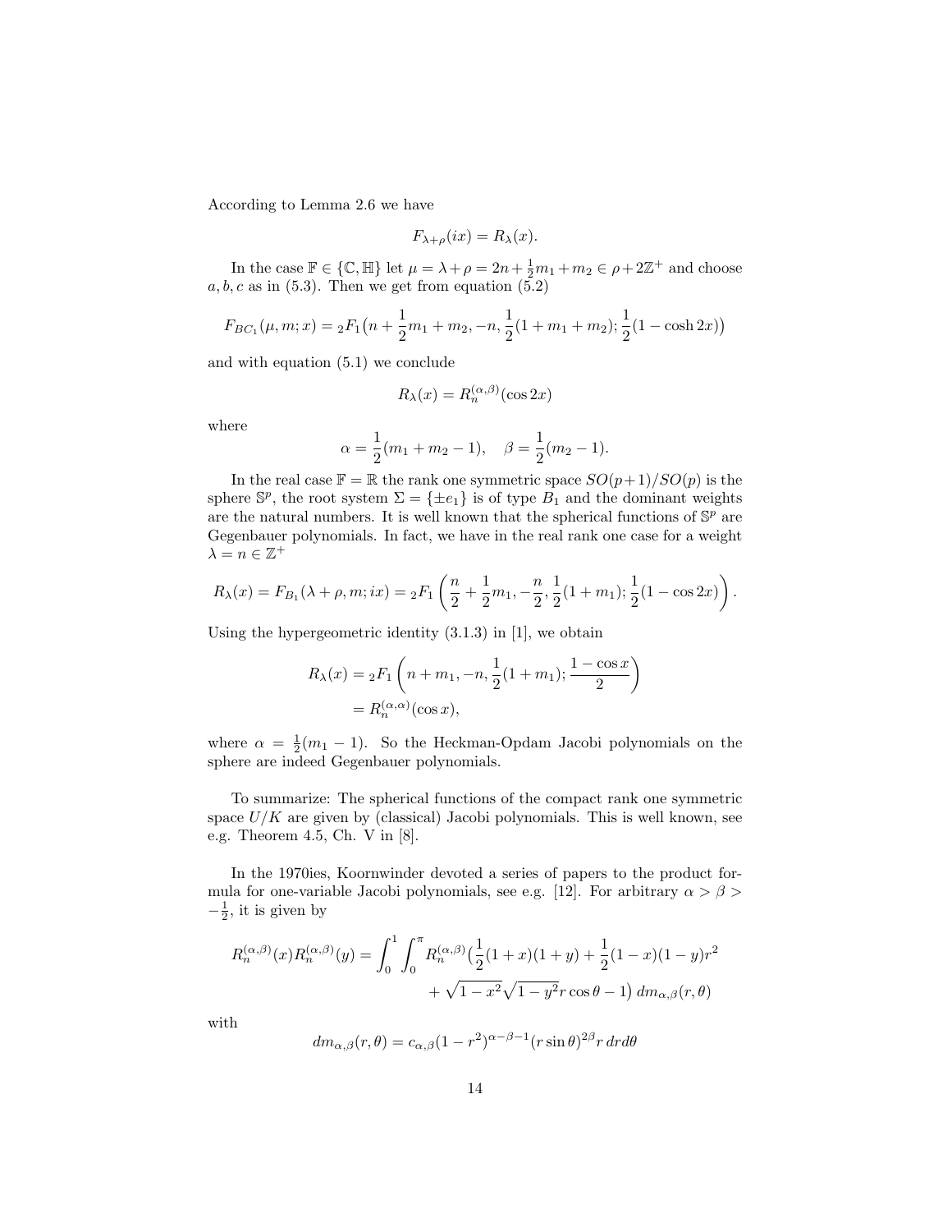According to Lemma 2.6 we have

$$F_{\lambda+\rho}(ix) = R_\lambda(x).$$

In the case $\mathbb{F} \in \{\mathbb{C}, \mathbb{H}\}$ let $\mu = \lambda + \rho = 2n + \frac{1}{2}m_1 + m_2 \in \rho + 2\mathbb{Z}^+$ and choose $a, b, c$ as in (5.3). Then we get from equation (5.2)

$$F_{BC_1}(\mu, m; x) = {}_2F_1\big(n + \frac{1}{2}m_1 + m_2, -n, \frac{1}{2}(1 + m_1 + m_2); \frac{1}{2}(1 - \cosh 2x)\big)$$

and with equation (5.1) we conclude

$$R_\lambda(x) = R_n^{(\alpha,\beta)}(\cos 2x)$$

where

$$\alpha = \frac{1}{2}(m_1 + m_2 - 1), \quad \beta = \frac{1}{2}(m_2 - 1).$$

In the real case $\mathbb{F} = \mathbb{R}$ the rank one symmetric space $SO(p+1)/SO(p)$ is the sphere $\mathbb{S}^p$, the root system $\Sigma = \{\pm e_1\}$ is of type $B_1$ and the dominant weights are the natural numbers. It is well known that the spherical functions of $\mathbb{S}^p$ are Gegenbauer polynomials. In fact, we have in the real rank one case for a weight $\lambda = n \in \mathbb{Z}^+$

$$R_\lambda(x) = F_{B_1}(\lambda + \rho, m; ix) = {}_2F_1\left(\frac{n}{2} + \frac{1}{2}m_1, -\frac{n}{2}, \frac{1}{2}(1 + m_1); \frac{1}{2}(1 - \cos 2x)\right).$$

Using the hypergeometric identity (3.1.3) in [1], we obtain

$$\begin{aligned} R_\lambda(x) &= {}_2F_1\left(n + m_1, -n, \frac{1}{2}(1 + m_1); \frac{1 - \cos x}{2}\right) \\ &= R_n^{(\alpha,\alpha)}(\cos x), \end{aligned}$$

where $\alpha = \frac{1}{2}(m_1 - 1)$. So the Heckman-Opdam Jacobi polynomials on the sphere are indeed Gegenbauer polynomials.

To summarize: The spherical functions of the compact rank one symmetric space $U/K$ are given by (classical) Jacobi polynomials. This is well known, see e.g. Theorem 4.5, Ch. V in [8].

In the 1970ies, Koornwinder devoted a series of papers to the product formula for one-variable Jacobi polynomials, see e.g. [12]. For arbitrary $\alpha > \beta > -\frac{1}{2}$, it is given by

$$\begin{aligned} R_n^{(\alpha,\beta)}(x) R_n^{(\alpha,\beta)}(y) = \int_0^1 \int_0^\pi R_n^{(\alpha,\beta)}\big(&\frac{1}{2}(1+x)(1+y) + \frac{1}{2}(1-x)(1-y)r^2 \\ &+ \sqrt{1-x^2}\sqrt{1-y^2}\, r\cos\theta - 1\big)\, dm_{\alpha,\beta}(r,\theta) \end{aligned}$$

with

$$dm_{\alpha,\beta}(r,\theta) = c_{\alpha,\beta}(1 - r^2)^{\alpha-\beta-1}(r\sin\theta)^{2\beta} r\, dr d\theta$$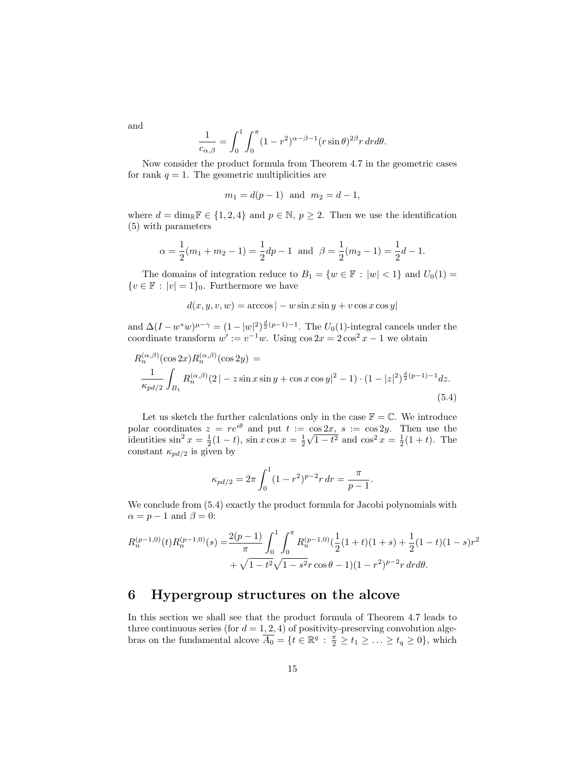and

$$\frac{1}{c_{\alpha,\beta}} = \int_0^1 \int_0^\pi (1-r^2)^{\alpha-\beta-1}(r\sin\theta)^{2\beta} r\, dr d\theta.$$

Now consider the product formula from Theorem 4.7 in the geometric cases for rank $q = 1$. The geometric multiplicities are

$$m_1 = d(p-1) \text{ and } m_2 = d-1,$$

where $d = \dim_{\mathbb{R}} \mathbb{F} \in \{1, 2, 4\}$ and $p \in \mathbb{N}$, $p \geq 2$. Then we use the identification (5) with parameters

$$\alpha = \frac{1}{2}(m_1 + m_2 - 1) = \frac{1}{2}dp - 1 \text{ and } \beta = \frac{1}{2}(m_2 - 1) = \frac{1}{2}d - 1.$$

The domains of integration reduce to $B_1 = \{w \in \mathbb{F} : |w| < 1\}$ and $U_0(1) = \{v \in \mathbb{F} : |v| = 1\}_0$. Furthermore we have

$$d(x, y, v, w) = \arccos|-w\sin x \sin y + v\cos x \cos y|$$

and $\Delta(I - w^*w)^{\mu-\gamma} = (1-|w|^2)^{\frac{d}{2}(p-1)-1}$. The $U_0(1)$-integral cancels under the coordinate transform $w' := v^{-1}w$. Using $\cos 2x = 2\cos^2 x - 1$ we obtain

$$R_n^{(\alpha,\beta)}(\cos 2x) R_n^{(\alpha,\beta)}(\cos 2y) = \frac{1}{\kappa_{pd/2}} \int_{B_1} R_n^{(\alpha,\beta)}(2|-z\sin x \sin y + \cos x \cos y|^2 - 1) \cdot (1-|z|^2)^{\frac{d}{2}(p-1)-1} dz. \tag{5.4}$$

Let us sketch the further calculations only in the case $\mathbb{F} = \mathbb{C}$. We introduce polar coordinates $z = re^{i\theta}$ and put $t := \cos 2x$, $s := \cos 2y$. Then use the identities $\sin^2 x = \frac{1}{2}(1-t)$, $\sin x \cos x = \frac{1}{2}\sqrt{1-t^2}$ and $\cos^2 x = \frac{1}{2}(1+t)$. The constant $\kappa_{pd/2}$ is given by

$$\kappa_{pd/2} = 2\pi \int_0^1 (1-r^2)^{p-2} r\, dr = \frac{\pi}{p-1}.$$

We conclude from (5.4) exactly the product formula for Jacobi polynomials with $\alpha = p-1$ and $\beta = 0$:

$$\begin{aligned} R_n^{(p-1,0)}(t) R_n^{(p-1,0)}(s) = &\frac{2(p-1)}{\pi} \int_0^1 \int_0^\pi R_n^{(p-1,0)}\Big(\frac{1}{2}(1+t)(1+s) + \frac{1}{2}(1-t)(1-s)r^2 \\ &+ \sqrt{1-t^2}\sqrt{1-s^2}\, r\cos\theta - 1\Big)(1-r^2)^{p-2} r\, dr d\theta. \end{aligned}$$

# 6 Hypergroup structures on the alcove

In this section we shall see that the product formula of Theorem 4.7 leads to three continuous series (for $d = 1, 2, 4$) of positivity-preserving convolution algebras on the fundamental alcove $\overline{A_0} = \{t \in \mathbb{R}^q : \frac{\pi}{2} \geq t_1 \geq \ldots \geq t_q \geq 0\}$, which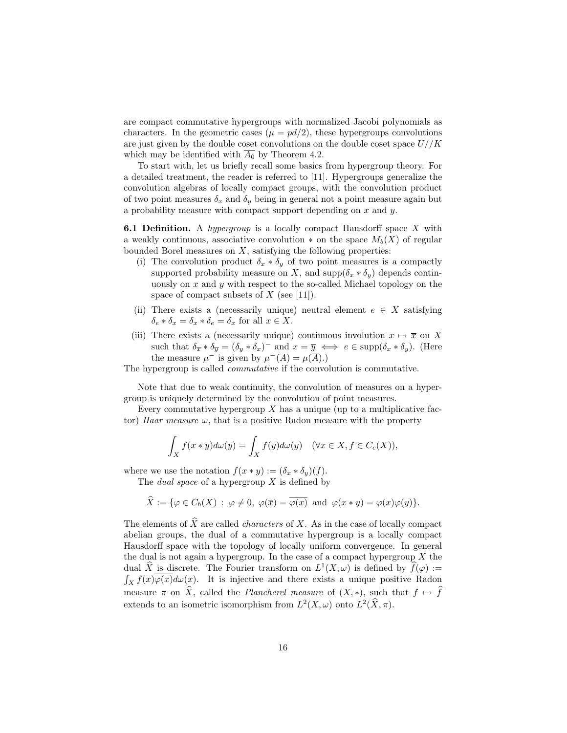are compact commutative hypergroups with normalized Jacobi polynomials as characters. In the geometric cases ($\mu = pd/2$), these hypergroups convolutions are just given by the double coset convolutions on the double coset space $U//K$ which may be identified with $\overline{A_0}$ by Theorem 4.2.

To start with, let us briefly recall some basics from hypergroup theory. For a detailed treatment, the reader is referred to [11]. Hypergroups generalize the convolution algebras of locally compact groups, with the convolution product of two point measures $\delta_x$ and $\delta_y$ being in general not a point measure again but a probability measure with compact support depending on $x$ and $y$.

**6.1 Definition.** A *hypergroup* is a locally compact Hausdorff space $X$ with a weakly continuous, associative convolution $*$ on the space $M_b(X)$ of regular bounded Borel measures on $X$, satisfying the following properties:

- (i) The convolution product $\delta_x * \delta_y$ of two point measures is a compactly supported probability measure on $X$, and $\text{supp}(\delta_x * \delta_y)$ depends continuously on $x$ and $y$ with respect to the so-called Michael topology on the space of compact subsets of $X$ (see [11]).
- (ii) There exists a (necessarily unique) neutral element $e \in X$ satisfying $\delta_e * \delta_x = \delta_x * \delta_e = \delta_x$ for all $x \in X$.
- (iii) There exists a (necessarily unique) continuous involution $x \mapsto \overline{x}$ on $X$ such that $\delta_{\overline{x}} * \delta_{\overline{y}} = (\delta_y * \delta_x)^-$ and $x = \overline{y} \iff e \in \text{supp}(\delta_x * \delta_y)$. (Here the measure $\mu^-$ is given by $\mu^-(A) = \mu(\overline{A})$.)

The hypergroup is called *commutative* if the convolution is commutative.

Note that due to weak continuity, the convolution of measures on a hypergroup is uniquely determined by the convolution of point measures.

Every commutative hypergroup $X$ has a unique (up to a multiplicative factor) *Haar measure* $\omega$, that is a positive Radon measure with the property

$$\int_X f(x * y) d\omega(y) = \int_X f(y) d\omega(y) \quad (\forall x \in X, f \in C_c(X)),$$

where we use the notation $f(x * y) := (\delta_x * \delta_y)(f)$.

The *dual space* of a hypergroup $X$ is defined by

$$\widehat{X} := \{\varphi \in C_b(X) \,:\, \varphi \neq 0,\ \varphi(\overline{x}) = \overline{\varphi(x)} \text{ and } \varphi(x * y) = \varphi(x)\varphi(y)\}.$$

The elements of $\widehat{X}$ are called *characters* of $X$. As in the case of locally compact abelian groups, the dual of a commutative hypergroup is a locally compact Hausdorff space with the topology of locally uniform convergence. In general the dual is not again a hypergroup. In the case of a compact hypergroup $X$ the dual $\widehat{X}$ is discrete. The Fourier transform on $L^1(X, \omega)$ is defined by $\widehat{f}(\varphi) := \int_X f(x)\overline{\varphi(x)} d\omega(x)$. It is injective and there exists a unique positive Radon measure $\pi$ on $\widehat{X}$, called the *Plancherel measure* of $(X, *)$, such that $f \mapsto \widehat{f}$ extends to an isometric isomorphism from $L^2(X, \omega)$ onto $L^2(\widehat{X}, \pi)$.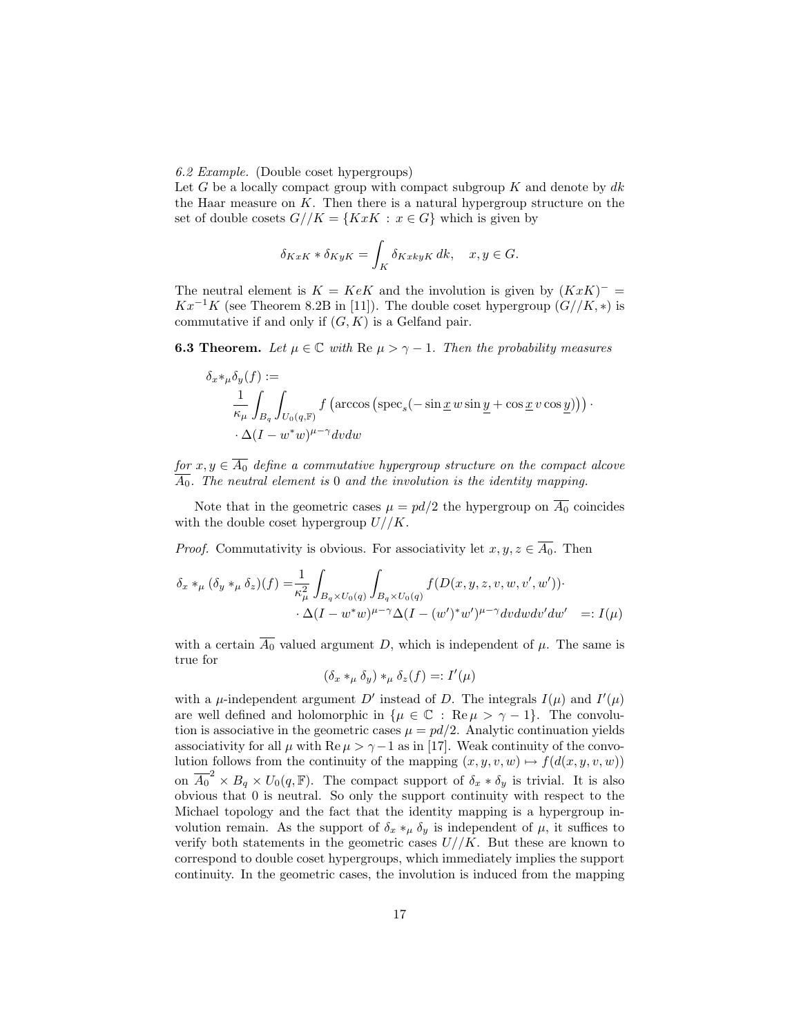*6.2 Example.* (Double coset hypergroups)
Let $G$ be a locally compact group with compact subgroup $K$ and denote by $dk$ the Haar measure on $K$. Then there is a natural hypergroup structure on the set of double cosets $G//K = \{KxK : x \in G\}$ which is given by

$$\delta_{KxK} * \delta_{KyK} = \int_K \delta_{KxkyK}\, dk, \quad x, y \in G.$$

The neutral element is $K = KeK$ and the involution is given by $(KxK)^- = Kx^{-1}K$ (see Theorem 8.2B in [11]). The double coset hypergroup $(G//K, *)$ is commutative if and only if $(G, K)$ is a Gelfand pair.

**6.3 Theorem.** *Let $\mu \in \mathbb{C}$ with* Re $\mu > \gamma - 1$. *Then the probability measures*

$$\begin{aligned}
&\delta_x *_\mu \delta_y(f) := \\
&\qquad \frac{1}{\kappa_\mu} \int_{B_q} \int_{U_0(q,\mathbb{F})} f\left(\arccos\left(\operatorname{spec}_s(-\sin \underline{x}\, w \sin \underline{y} + \cos \underline{x}\, v \cos \underline{y})\right)\right) \cdot \\
&\qquad \cdot \Delta(I - w^* w)^{\mu - \gamma} dv dw
\end{aligned}$$

*for $x, y \in \overline{A_0}$ define a commutative hypergroup structure on the compact alcove $\overline{A_0}$. The neutral element is 0 and the involution is the identity mapping.*

Note that in the geometric cases $\mu = pd/2$ the hypergroup on $\overline{A_0}$ coincides with the double coset hypergroup $U//K$.

*Proof.* Commutativity is obvious. For associativity let $x, y, z \in \overline{A_0}$. Then

$$\begin{aligned}
\delta_x *_\mu (\delta_y *_\mu \delta_z)(f) = &\frac{1}{\kappa_\mu^2} \int_{B_q \times U_0(q)} \int_{B_q \times U_0(q)} f(D(x, y, z, v, w, v', w')) \cdot \\
&\cdot \Delta(I - w^* w)^{\mu-\gamma} \Delta(I - (w')^* w')^{\mu - \gamma} dv dw dv' dw' \quad =: I(\mu)
\end{aligned}$$

with a certain $\overline{A_0}$ valued argument $D$, which is independent of $\mu$. The same is true for

$$(\delta_x *_\mu \delta_y) *_\mu \delta_z(f) =: I'(\mu)$$

with a $\mu$-independent argument $D'$ instead of $D$. The integrals $I(\mu)$ and $I'(\mu)$ are well defined and holomorphic in $\{\mu \in \mathbb{C} : \operatorname{Re} \mu > \gamma - 1\}$. The convolution is associative in the geometric cases $\mu = pd/2$. Analytic continuation yields associativity for all $\mu$ with $\operatorname{Re} \mu > \gamma - 1$ as in [17]. Weak continuity of the convolution follows from the continuity of the mapping $(x, y, v, w) \mapsto f(d(x, y, v, w))$ on $\overline{A_0}^2 \times B_q \times U_0(q, \mathbb{F})$. The compact support of $\delta_x * \delta_y$ is trivial. It is also obvious that 0 is neutral. So only the support continuity with respect to the Michael topology and the fact that the identity mapping is a hypergroup involution remain. As the support of $\delta_x *_\mu \delta_y$ is independent of $\mu$, it suffices to verify both statements in the geometric cases $U//K$. But these are known to correspond to double coset hypergroups, which immediately implies the support continuity. In the geometric cases, the involution is induced from the mapping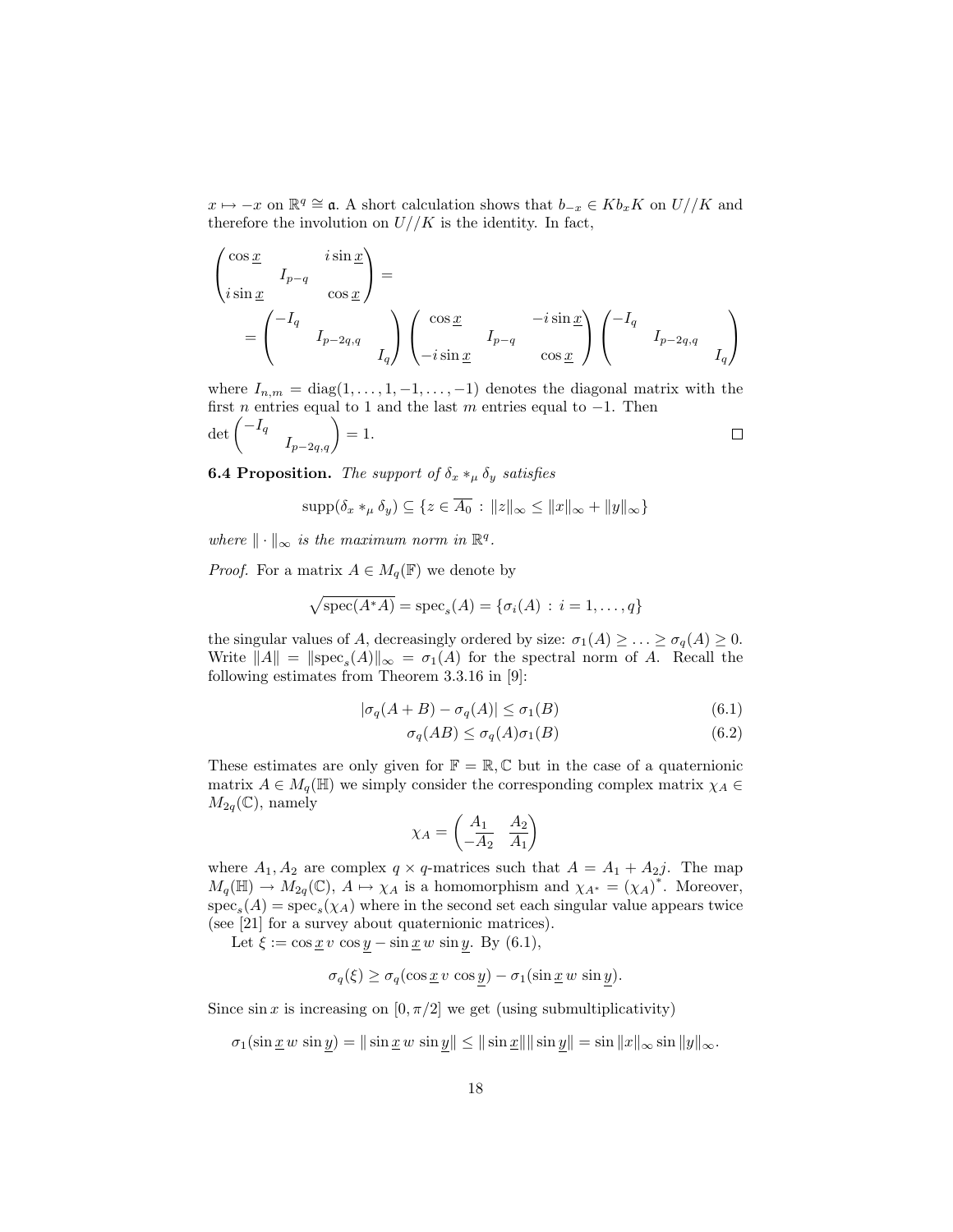$x \mapsto -x$ on $\mathbb{R}^q \cong \mathfrak{a}$. A short calculation shows that $b_{-x} \in K b_x K$ on $U//K$ and therefore the involution on $U//K$ is the identity. In fact,

$$
\begin{pmatrix} \cos \underline{x} & & i \sin \underline{x} \\ & I_{p-q} & \\ i \sin \underline{x} & & \cos \underline{x} \end{pmatrix} =
$$

$$
= \begin{pmatrix} -I_q & & \\ & I_{p-2q,q} & \\ & & I_q \end{pmatrix} \begin{pmatrix} \cos \underline{x} & & -i \sin \underline{x} \\ & I_{p-q} & \\ -i \sin \underline{x} & & \cos \underline{x} \end{pmatrix} \begin{pmatrix} -I_q & & \\ & I_{p-2q,q} & \\ & & I_q \end{pmatrix}
$$

where $I_{n,m} = \operatorname{diag}(1, \ldots, 1, -1, \ldots, -1)$ denotes the diagonal matrix with the first $n$ entries equal to 1 and the last $m$ entries equal to $-1$. Then $\det \begin{pmatrix} -I_q & \\ & I_{p-2q,q} \end{pmatrix} = 1$. □

**6.4 Proposition.** *The support of $\delta_x *_\mu \delta_y$ satisfies*

$$
\operatorname{supp}(\delta_x *_\mu \delta_y) \subseteq \{ z \in \overline{A_0} \, : \, \|z\|_\infty \leq \|x\|_\infty + \|y\|_\infty \}
$$

*where $\| \cdot \|_\infty$ is the maximum norm in $\mathbb{R}^q$.*

*Proof.* For a matrix $A \in M_q(\mathbb{F})$ we denote by

$$
\sqrt{\operatorname{spec}(A^* A)} = \operatorname{spec}_s(A) = \{ \sigma_i(A) \, : \, i = 1, \ldots, q \}
$$

the singular values of $A$, decreasingly ordered by size: $\sigma_1(A) \geq \ldots \geq \sigma_q(A) \geq 0$. Write $\|A\| = \|\operatorname{spec}_s(A)\|_\infty = \sigma_1(A)$ for the spectral norm of $A$. Recall the following estimates from Theorem 3.3.16 in [9]:

$$
|\sigma_q(A + B) - \sigma_q(A)| \leq \sigma_1(B) \tag{6.1}
$$

$$
\sigma_q(AB) \leq \sigma_q(A) \sigma_1(B) \tag{6.2}
$$

These estimates are only given for $\mathbb{F} = \mathbb{R}, \mathbb{C}$ but in the case of a quaternionic matrix $A \in M_q(\mathbb{H})$ we simply consider the corresponding complex matrix $\chi_A \in M_{2q}(\mathbb{C})$, namely

$$
\chi_A = \begin{pmatrix} A_1 & A_2 \\ -\overline{A_2} & \overline{A_1} \end{pmatrix}
$$

where $A_1, A_2$ are complex $q \times q$-matrices such that $A = A_1 + A_2 j$. The map $M_q(\mathbb{H}) \to M_{2q}(\mathbb{C})$, $A \mapsto \chi_A$ is a homomorphism and $\chi_{A^*} = (\chi_A)^*$. Moreover, $\operatorname{spec}_s(A) = \operatorname{spec}_s(\chi_A)$ where in the second set each singular value appears twice (see [21] for a survey about quaternionic matrices).

Let $\xi := \cos \underline{x} \, v \, \cos \underline{y} - \sin \underline{x} \, w \, \sin \underline{y}$. By (6.1),

$$
\sigma_q(\xi) \geq \sigma_q(\cos \underline{x} \, v \, \cos \underline{y}) - \sigma_1(\sin \underline{x} \, w \, \sin \underline{y}).
$$

Since $\sin x$ is increasing on $[0, \pi/2]$ we get (using submultiplicativity)

$$
\sigma_1(\sin \underline{x} \, w \, \sin \underline{y}) = \| \sin \underline{x} \, w \, \sin \underline{y} \| \leq \| \sin \underline{x} \| \| \sin \underline{y} \| = \sin \|x\|_\infty \sin \|y\|_\infty.
$$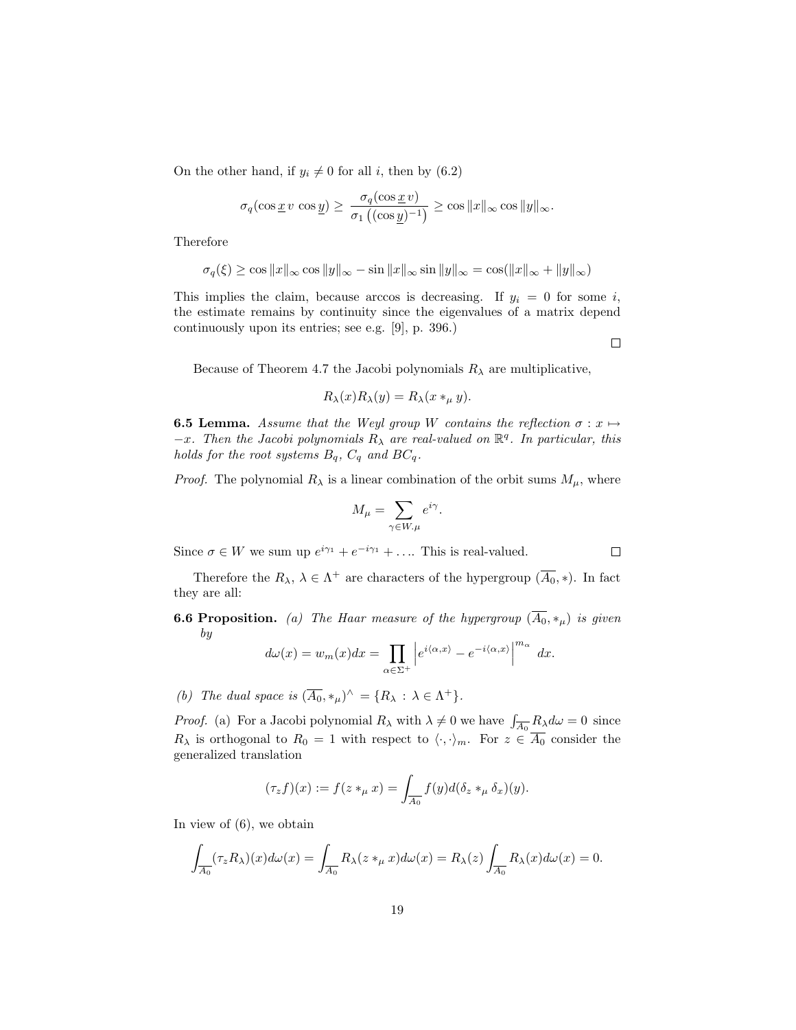On the other hand, if $y_i \neq 0$ for all $i$, then by (6.2)

$$\sigma_q(\cos \underline{x}\, v\, \cos \underline{y}) \geq \frac{\sigma_q(\cos \underline{x}\, v)}{\sigma_1\left((\cos \underline{y})^{-1}\right)} \geq \cos \|x\|_\infty \cos \|y\|_\infty.$$

Therefore

$$\sigma_q(\xi) \geq \cos \|x\|_\infty \cos \|y\|_\infty - \sin \|x\|_\infty \sin \|y\|_\infty = \cos(\|x\|_\infty + \|y\|_\infty)$$

This implies the claim, because arccos is decreasing. If $y_i = 0$ for some $i$, the estimate remains by continuity since the eigenvalues of a matrix depend continuously upon its entries; see e.g. [9], p. 396.)

□

Because of Theorem 4.7 the Jacobi polynomials $R_\lambda$ are multiplicative,

$$R_\lambda(x) R_\lambda(y) = R_\lambda(x *_\mu y).$$

**6.5 Lemma.** *Assume that the Weyl group $W$ contains the reflection $\sigma : x \mapsto -x$. Then the Jacobi polynomials $R_\lambda$ are real-valued on $\mathbb{R}^q$. In particular, this holds for the root systems $B_q$, $C_q$ and $BC_q$.*

*Proof.* The polynomial $R_\lambda$ is a linear combination of the orbit sums $M_\mu$, where

$$M_\mu = \sum_{\gamma \in W.\mu} e^{i\gamma}.$$

Since $\sigma \in W$ we sum up $e^{i\gamma_1} + e^{-i\gamma_1} + \ldots$. This is real-valued. □

Therefore the $R_\lambda$, $\lambda \in \Lambda^+$ are characters of the hypergroup $(\overline{A_0}, *)$. In fact they are all:

**6.6 Proposition.** *(a) The Haar measure of the hypergroup $(\overline{A_0}, *_\mu)$ is given by*

$$d\omega(x) = w_m(x) dx = \prod_{\alpha \in \Sigma^+} \left| e^{i\langle \alpha, x\rangle} - e^{-i\langle \alpha, x\rangle} \right|^{m_\alpha} dx.$$

*(b) The dual space is $(\overline{A_0}, *_\mu)^\wedge = \{R_\lambda : \lambda \in \Lambda^+\}$.*

*Proof.* (a) For a Jacobi polynomial $R_\lambda$ with $\lambda \neq 0$ we have $\int_{\overline{A_0}} R_\lambda d\omega = 0$ since $R_\lambda$ is orthogonal to $R_0 = 1$ with respect to $\langle \cdot, \cdot \rangle_m$. For $z \in \overline{A_0}$ consider the generalized translation

$$(\tau_z f)(x) := f(z *_\mu x) = \int_{\overline{A_0}} f(y) d(\delta_z *_\mu \delta_x)(y).$$

In view of (6), we obtain

$$\int_{\overline{A_0}} (\tau_z R_\lambda)(x) d\omega(x) = \int_{\overline{A_0}} R_\lambda(z *_\mu x) d\omega(x) = R_\lambda(z) \int_{\overline{A_0}} R_\lambda(x) d\omega(x) = 0.$$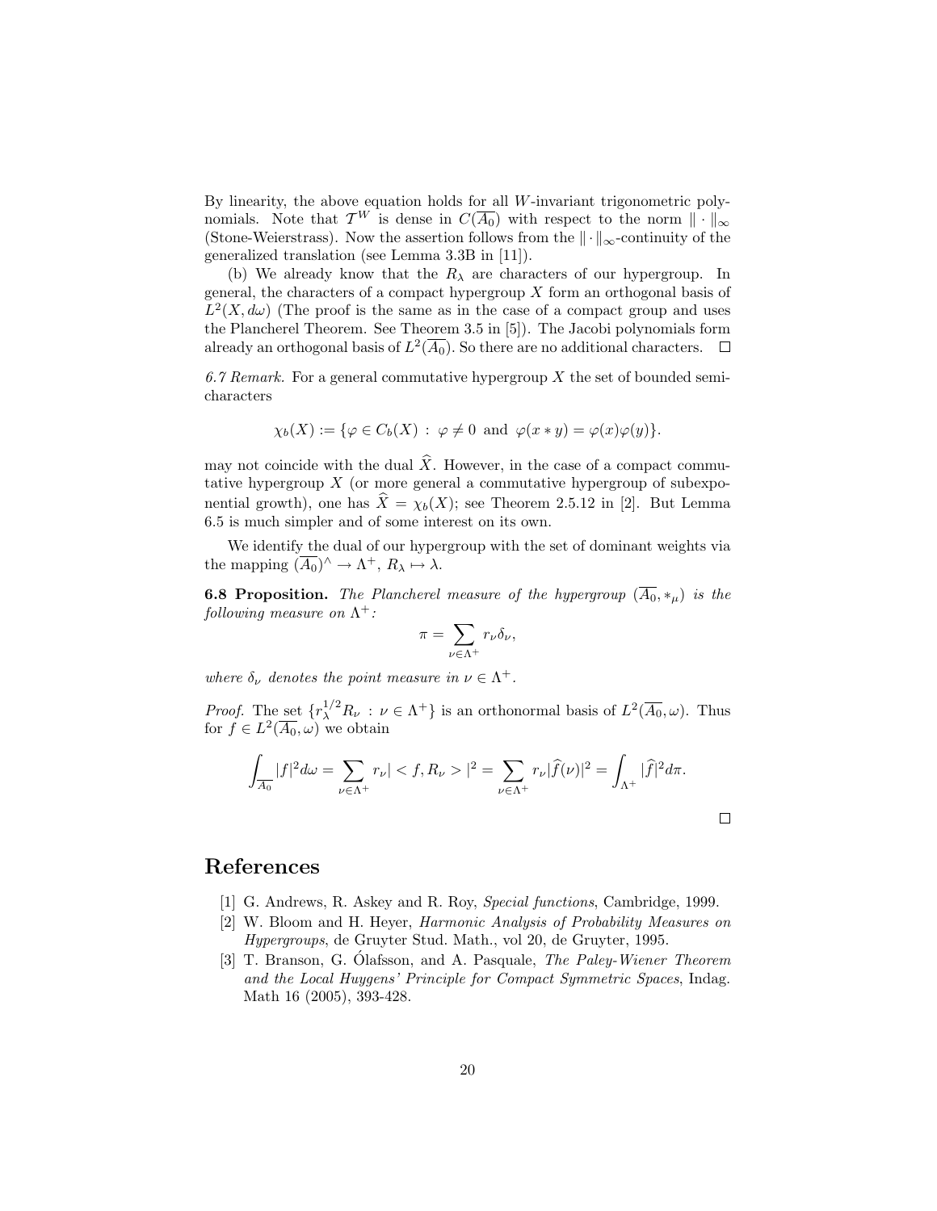By linearity, the above equation holds for all $W$-invariant trigonometric polynomials. Note that $\mathcal{T}^W$ is dense in $C(\overline{A_0})$ with respect to the norm $\|\cdot\|_\infty$ (Stone-Weierstrass). Now the assertion follows from the $\|\cdot\|_\infty$-continuity of the generalized translation (see Lemma 3.3B in [11]).

(b) We already know that the $R_\lambda$ are characters of our hypergroup. In general, the characters of a compact hypergroup $X$ form an orthogonal basis of $L^2(X, d\omega)$ (The proof is the same as in the case of a compact group and uses the Plancherel Theorem. See Theorem 3.5 in [5]). The Jacobi polynomials form already an orthogonal basis of $L^2(\overline{A_0})$. So there are no additional characters. $\square$

*6.7 Remark.* For a general commutative hypergroup $X$ the set of bounded semicharacters

$$\chi_b(X) := \{\varphi \in C_b(X) \,:\, \varphi \neq 0 \text{ and } \varphi(x * y) = \varphi(x)\varphi(y)\}.$$

may not coincide with the dual $\widehat{X}$. However, in the case of a compact commutative hypergroup $X$ (or more general a commutative hypergroup of subexponential growth), one has $\widehat{X} = \chi_b(X)$; see Theorem 2.5.12 in [2]. But Lemma 6.5 is much simpler and of some interest on its own.

We identify the dual of our hypergroup with the set of dominant weights via the mapping $(\overline{A_0})^\wedge \to \Lambda^+$, $R_\lambda \mapsto \lambda$.

**6.8 Proposition.** *The Plancherel measure of the hypergroup $(\overline{A_0}, *_\mu)$ is the following measure on $\Lambda^+$:*

$$\pi = \sum_{\nu \in \Lambda^+} r_\nu \delta_\nu,$$

*where $\delta_\nu$ denotes the point measure in $\nu \in \Lambda^+$.*

*Proof.* The set $\{r_\lambda^{1/2} R_\nu \,:\, \nu \in \Lambda^+\}$ is an orthonormal basis of $L^2(\overline{A_0}, \omega)$. Thus for $f \in L^2(\overline{A_0}, \omega)$ we obtain

$$\int_{\overline{A_0}} |f|^2 d\omega = \sum_{\nu \in \Lambda^+} r_\nu |< f, R_\nu >|^2 = \sum_{\nu \in \Lambda^+} r_\nu |\widehat{f}(\nu)|^2 = \int_{\Lambda^+} |\widehat{f}|^2 d\pi.$$

$\square$

# References

[1] G. Andrews, R. Askey and R. Roy, *Special functions*, Cambridge, 1999.

[2] W. Bloom and H. Heyer, *Harmonic Analysis of Probability Measures on Hypergroups*, de Gruyter Stud. Math., vol 20, de Gruyter, 1995.

[3] T. Branson, G. Ólafsson, and A. Pasquale, *The Paley-Wiener Theorem and the Local Huygens' Principle for Compact Symmetric Spaces*, Indag. Math 16 (2005), 393-428.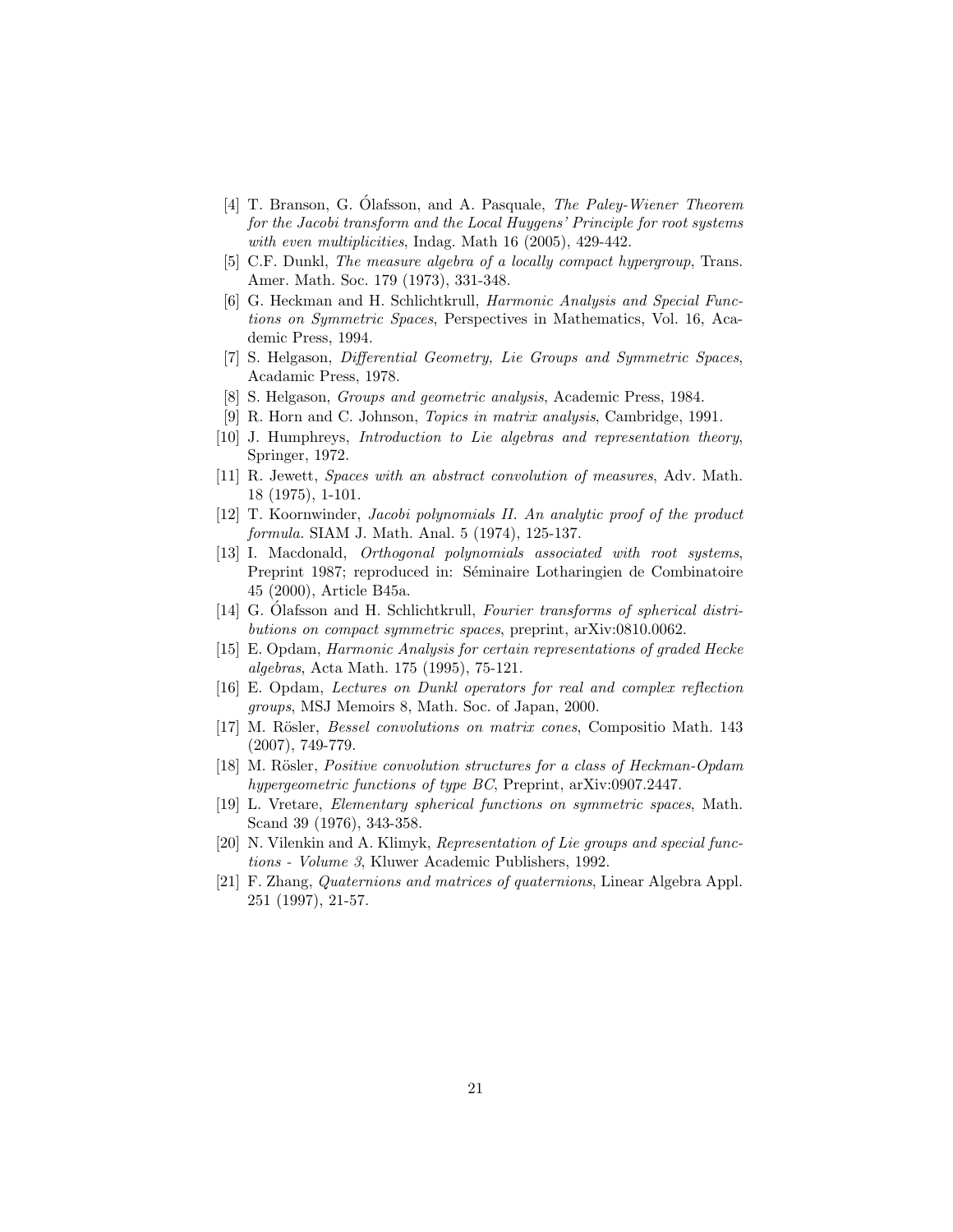[4] T. Branson, G. Ólafsson, and A. Pasquale, *The Paley-Wiener Theorem for the Jacobi transform and the Local Huygens' Principle for root systems with even multiplicities*, Indag. Math 16 (2005), 429-442.

[5] C.F. Dunkl, *The measure algebra of a locally compact hypergroup*, Trans. Amer. Math. Soc. 179 (1973), 331-348.

[6] G. Heckman and H. Schlichtkrull, *Harmonic Analysis and Special Functions on Symmetric Spaces*, Perspectives in Mathematics, Vol. 16, Academic Press, 1994.

[7] S. Helgason, *Differential Geometry, Lie Groups and Symmetric Spaces*, Acadamic Press, 1978.

[8] S. Helgason, *Groups and geometric analysis*, Academic Press, 1984.

[9] R. Horn and C. Johnson, *Topics in matrix analysis*, Cambridge, 1991.

[10] J. Humphreys, *Introduction to Lie algebras and representation theory*, Springer, 1972.

[11] R. Jewett, *Spaces with an abstract convolution of measures*, Adv. Math. 18 (1975), 1-101.

[12] T. Koornwinder, *Jacobi polynomials II. An analytic proof of the product formula.* SIAM J. Math. Anal. 5 (1974), 125-137.

[13] I. Macdonald, *Orthogonal polynomials associated with root systems*, Preprint 1987; reproduced in: Séminaire Lotharingien de Combinatoire 45 (2000), Article B45a.

[14] G. Ólafsson and H. Schlichtkrull, *Fourier transforms of spherical distributions on compact symmetric spaces*, preprint, arXiv:0810.0062.

[15] E. Opdam, *Harmonic Analysis for certain representations of graded Hecke algebras*, Acta Math. 175 (1995), 75-121.

[16] E. Opdam, *Lectures on Dunkl operators for real and complex reflection groups*, MSJ Memoirs 8, Math. Soc. of Japan, 2000.

[17] M. Rösler, *Bessel convolutions on matrix cones*, Compositio Math. 143 (2007), 749-779.

[18] M. Rösler, *Positive convolution structures for a class of Heckman-Opdam hypergeometric functions of type BC*, Preprint, arXiv:0907.2447.

[19] L. Vretare, *Elementary spherical functions on symmetric spaces*, Math. Scand 39 (1976), 343-358.

[20] N. Vilenkin and A. Klimyk, *Representation of Lie groups and special functions - Volume 3*, Kluwer Academic Publishers, 1992.

[21] F. Zhang, *Quaternions and matrices of quaternions*, Linear Algebra Appl. 251 (1997), 21-57.